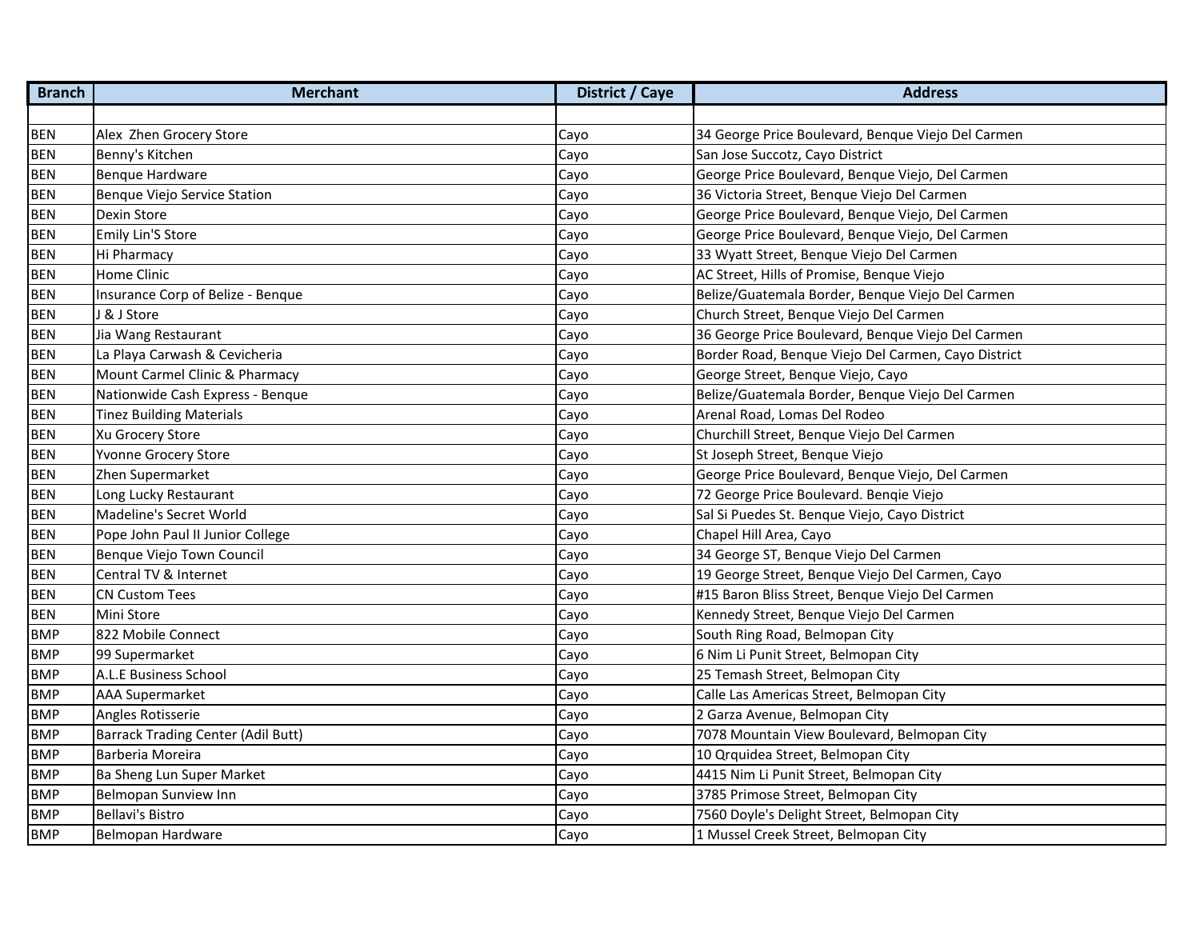| Branch | Merchant | District / Caye | Address |
|---|---|---|---|
| | | | |
| BEN | Alex  Zhen Grocery Store | Cayo | 34 George Price Boulevard, Benque Viejo Del Carmen |
| BEN | Benny's Kitchen | Cayo | San Jose Succotz, Cayo District |
| BEN | Benque Hardware | Cayo | George Price Boulevard, Benque Viejo, Del Carmen |
| BEN | Benque Viejo Service Station | Cayo | 36 Victoria Street, Benque Viejo Del Carmen |
| BEN | Dexin Store | Cayo | George Price Boulevard, Benque Viejo, Del Carmen |
| BEN | Emily Lin'S Store | Cayo | George Price Boulevard, Benque Viejo, Del Carmen |
| BEN | Hi Pharmacy | Cayo | 33 Wyatt Street, Benque Viejo Del Carmen |
| BEN | Home Clinic | Cayo | AC Street, Hills of Promise, Benque Viejo |
| BEN | Insurance Corp of Belize - Benque | Cayo | Belize/Guatemala Border, Benque Viejo Del Carmen |
| BEN | J & J Store | Cayo | Church Street, Benque Viejo Del Carmen |
| BEN | Jia Wang Restaurant | Cayo | 36 George Price Boulevard, Benque Viejo Del Carmen |
| BEN | La Playa Carwash & Cevicheria | Cayo | Border Road, Benque Viejo Del Carmen, Cayo District |
| BEN | Mount Carmel Clinic & Pharmacy | Cayo | George Street, Benque Viejo, Cayo |
| BEN | Nationwide Cash Express - Benque | Cayo | Belize/Guatemala Border, Benque Viejo Del Carmen |
| BEN | Tinez Building Materials | Cayo | Arenal Road, Lomas Del Rodeo |
| BEN | Xu Grocery Store | Cayo | Churchill Street, Benque Viejo Del Carmen |
| BEN | Yvonne Grocery Store | Cayo | St Joseph Street, Benque Viejo |
| BEN | Zhen Supermarket | Cayo | George Price Boulevard, Benque Viejo, Del Carmen |
| BEN | Long Lucky Restaurant | Cayo | 72 George Price Boulevard. Benqie Viejo |
| BEN | Madeline's Secret World | Cayo | Sal Si Puedes St. Benque Viejo, Cayo District |
| BEN | Pope John Paul II Junior College | Cayo | Chapel Hill Area, Cayo |
| BEN | Benque Viejo Town Council | Cayo | 34 George ST, Benque Viejo Del Carmen |
| BEN | Central TV & Internet | Cayo | 19 George Street, Benque Viejo Del Carmen, Cayo |
| BEN | CN Custom Tees | Cayo | #15 Baron Bliss Street, Benque Viejo Del Carmen |
| BEN | Mini Store | Cayo | Kennedy Street, Benque Viejo Del Carmen |
| BMP | 822 Mobile Connect | Cayo | South Ring Road, Belmopan City |
| BMP | 99 Supermarket | Cayo | 6 Nim Li Punit Street, Belmopan City |
| BMP | A.L.E Business School | Cayo | 25 Temash Street, Belmopan City |
| BMP | AAA Supermarket | Cayo | Calle Las Americas Street, Belmopan City |
| BMP | Angles Rotisserie | Cayo | 2 Garza Avenue, Belmopan City |
| BMP | Barrack Trading Center (Adil Butt) | Cayo | 7078 Mountain View Boulevard, Belmopan City |
| BMP | Barberia Moreira | Cayo | 10 Qrquidea Street, Belmopan City |
| BMP | Ba Sheng Lun Super Market | Cayo | 4415 Nim Li Punit Street, Belmopan City |
| BMP | Belmopan Sunview Inn | Cayo | 3785 Primose Street, Belmopan City |
| BMP | Bellavi's Bistro | Cayo | 7560 Doyle's Delight Street, Belmopan City |
| BMP | Belmopan Hardware | Cayo | 1 Mussel Creek Street, Belmopan City |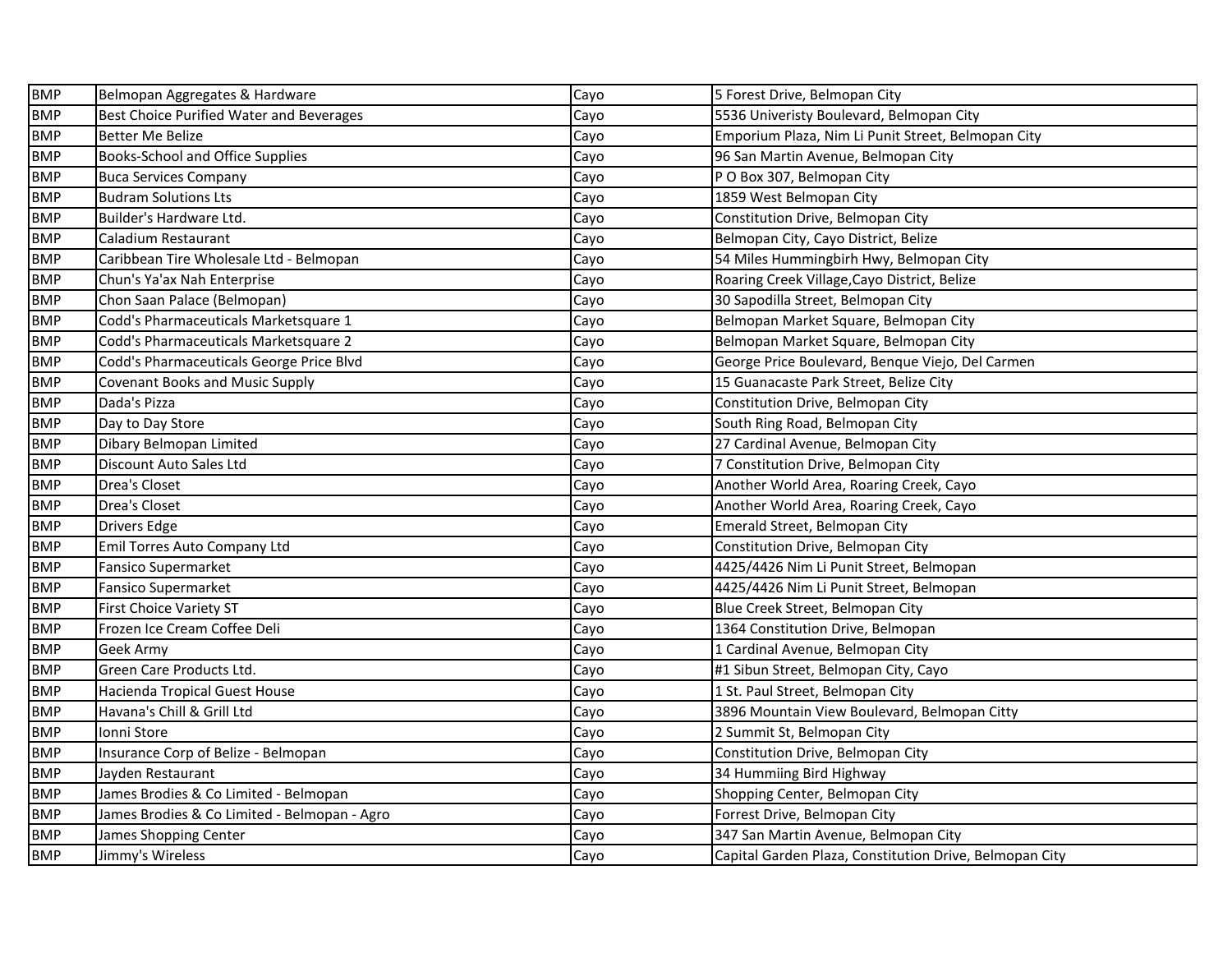| | | | |
|---|---|---|---|
| BMP | Belmopan Aggregates & Hardware | Cayo | 5 Forest Drive, Belmopan City |
| BMP | Best Choice Purified Water and Beverages | Cayo | 5536 Univeristy Boulevard, Belmopan City |
| BMP | Better Me Belize | Cayo | Emporium Plaza, Nim Li Punit Street, Belmopan City |
| BMP | Books-School and Office Supplies | Cayo | 96 San Martin Avenue, Belmopan City |
| BMP | Buca Services Company | Cayo | P O Box 307, Belmopan City |
| BMP | Budram Solutions Lts | Cayo | 1859 West Belmopan City |
| BMP | Builder's Hardware Ltd. | Cayo | Constitution Drive, Belmopan City |
| BMP | Caladium Restaurant | Cayo | Belmopan City, Cayo District, Belize |
| BMP | Caribbean Tire Wholesale Ltd - Belmopan | Cayo | 54 Miles Hummingbirh Hwy, Belmopan City |
| BMP | Chun's Ya'ax Nah Enterprise | Cayo | Roaring Creek Village,Cayo District, Belize |
| BMP | Chon Saan Palace (Belmopan) | Cayo | 30 Sapodilla Street, Belmopan City |
| BMP | Codd's Pharmaceuticals Marketsquare 1 | Cayo | Belmopan Market Square, Belmopan City |
| BMP | Codd's Pharmaceuticals Marketsquare 2 | Cayo | Belmopan Market Square, Belmopan City |
| BMP | Codd's Pharmaceuticals George Price Blvd | Cayo | George Price Boulevard, Benque Viejo, Del Carmen |
| BMP | Covenant Books and Music Supply | Cayo | 15 Guanacaste Park Street, Belize City |
| BMP | Dada's Pizza | Cayo | Constitution Drive, Belmopan City |
| BMP | Day to Day Store | Cayo | South Ring Road, Belmopan City |
| BMP | Dibary Belmopan Limited | Cayo | 27 Cardinal Avenue, Belmopan City |
| BMP | Discount Auto Sales Ltd | Cayo | 7 Constitution Drive, Belmopan City |
| BMP | Drea's Closet | Cayo | Another World Area, Roaring Creek, Cayo |
| BMP | Drea's Closet | Cayo | Another World Area, Roaring Creek, Cayo |
| BMP | Drivers Edge | Cayo | Emerald Street, Belmopan City |
| BMP | Emil Torres Auto Company Ltd | Cayo | Constitution Drive, Belmopan City |
| BMP | Fansico Supermarket | Cayo | 4425/4426 Nim Li Punit Street, Belmopan |
| BMP | Fansico Supermarket | Cayo | 4425/4426 Nim Li Punit Street, Belmopan |
| BMP | First Choice Variety ST | Cayo | Blue Creek Street, Belmopan City |
| BMP | Frozen Ice Cream Coffee Deli | Cayo | 1364 Constitution Drive, Belmopan |
| BMP | Geek Army | Cayo | 1 Cardinal Avenue, Belmopan City |
| BMP | Green Care Products Ltd. | Cayo | #1 Sibun Street, Belmopan City, Cayo |
| BMP | Hacienda Tropical Guest House | Cayo | 1 St. Paul Street, Belmopan City |
| BMP | Havana's Chill & Grill Ltd | Cayo | 3896 Mountain View Boulevard, Belmopan Citty |
| BMP | Ionni Store | Cayo | 2 Summit St, Belmopan City |
| BMP | Insurance Corp of Belize - Belmopan | Cayo | Constitution Drive, Belmopan City |
| BMP | Jayden Restaurant | Cayo | 34 Hummiing Bird Highway |
| BMP | James Brodies & Co Limited - Belmopan | Cayo | Shopping Center, Belmopan City |
| BMP | James Brodies & Co Limited - Belmopan - Agro | Cayo | Forrest Drive, Belmopan City |
| BMP | James Shopping Center | Cayo | 347 San Martin Avenue, Belmopan City |
| BMP | Jimmy's Wireless | Cayo | Capital Garden Plaza, Constitution Drive, Belmopan City |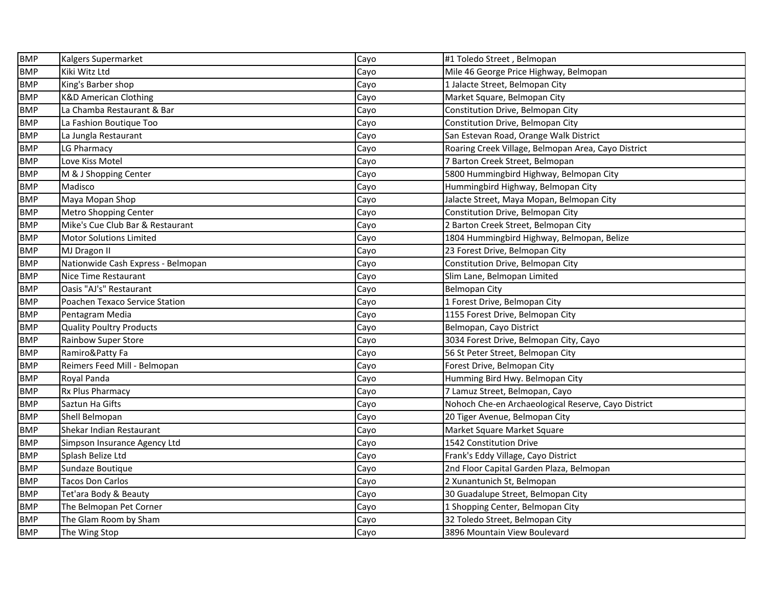| BMP | Kalgers Supermarket | Cayo | #1 Toledo Street , Belmopan |
|---|---|---|---|
| BMP | Kiki Witz Ltd | Cayo | Mile 46 George Price Highway, Belmopan |
| BMP | King's Barber shop | Cayo | 1 Jalacte Street, Belmopan City |
| BMP | K&D American Clothing | Cayo | Market Square, Belmopan City |
| BMP | La Chamba Restaurant & Bar | Cayo | Constitution Drive, Belmopan City |
| BMP | La Fashion Boutique Too | Cayo | Constitution Drive, Belmopan City |
| BMP | La Jungla Restaurant | Cayo | San Estevan Road, Orange Walk District |
| BMP | LG Pharmacy | Cayo | Roaring Creek Village, Belmopan Area, Cayo District |
| BMP | Love Kiss Motel | Cayo | 7 Barton Creek Street, Belmopan |
| BMP | M & J Shopping Center | Cayo | 5800 Hummingbird Highway, Belmopan City |
| BMP | Madisco | Cayo | Hummingbird Highway, Belmopan City |
| BMP | Maya Mopan Shop | Cayo | Jalacte Street, Maya Mopan, Belmopan City |
| BMP | Metro Shopping Center | Cayo | Constitution Drive, Belmopan City |
| BMP | Mike's Cue Club Bar & Restaurant | Cayo | 2 Barton Creek Street, Belmopan City |
| BMP | Motor Solutions Limited | Cayo | 1804 Hummingbird Highway, Belmopan, Belize |
| BMP | MJ Dragon II | Cayo | 23 Forest Drive, Belmopan City |
| BMP | Nationwide Cash Express - Belmopan | Cayo | Constitution Drive, Belmopan City |
| BMP | Nice Time Restaurant | Cayo | Slim Lane, Belmopan Limited |
| BMP | Oasis "AJ's" Restaurant | Cayo | Belmopan City |
| BMP | Poachen Texaco Service Station | Cayo | 1 Forest Drive, Belmopan City |
| BMP | Pentagram Media | Cayo | 1155 Forest Drive, Belmopan City |
| BMP | Quality Poultry Products | Cayo | Belmopan, Cayo District |
| BMP | Rainbow Super Store | Cayo | 3034 Forest Drive, Belmopan City, Cayo |
| BMP | Ramiro&Patty Fa | Cayo | 56 St Peter Street, Belmopan City |
| BMP | Reimers Feed Mill - Belmopan | Cayo | Forest Drive, Belmopan City |
| BMP | Royal Panda | Cayo | Humming Bird Hwy. Belmopan City |
| BMP | Rx Plus Pharmacy | Cayo | 7 Lamuz Street, Belmopan, Cayo |
| BMP | Saztun Ha Gifts | Cayo | Nohoch Che-en Archaeological Reserve, Cayo District |
| BMP | Shell Belmopan | Cayo | 20 Tiger Avenue, Belmopan City |
| BMP | Shekar Indian Restaurant | Cayo | Market Square Market Square |
| BMP | Simpson Insurance Agency Ltd | Cayo | 1542 Constitution Drive |
| BMP | Splash Belize Ltd | Cayo | Frank's Eddy Village, Cayo District |
| BMP | Sundaze Boutique | Cayo | 2nd Floor Capital Garden Plaza, Belmopan |
| BMP | Tacos Don Carlos | Cayo | 2 Xunantunich St, Belmopan |
| BMP | Tet'ara Body & Beauty | Cayo | 30 Guadalupe Street, Belmopan City |
| BMP | The Belmopan Pet Corner | Cayo | 1 Shopping Center, Belmopan City |
| BMP | The Glam Room by Sham | Cayo | 32 Toledo Street, Belmopan City |
| BMP | The Wing Stop | Cayo | 3896 Mountain View Boulevard |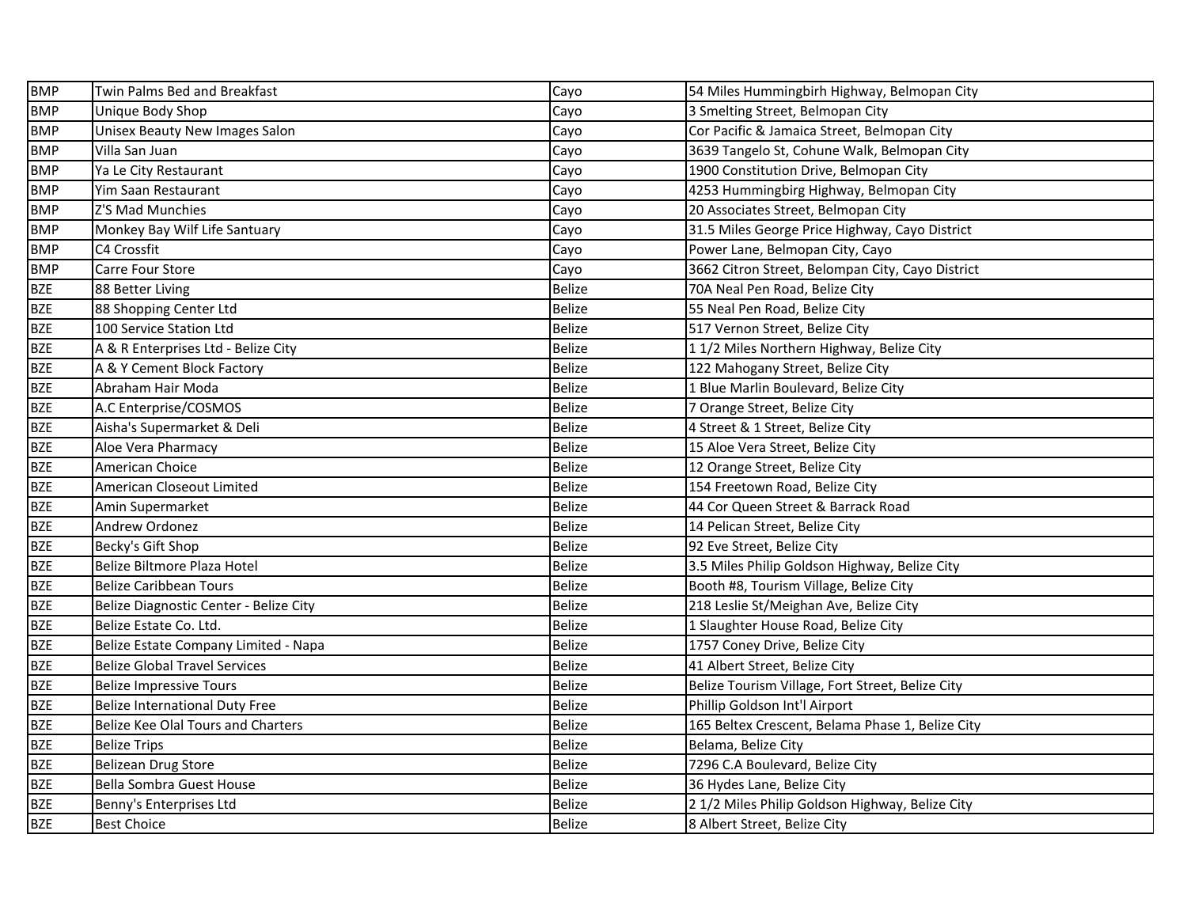| | | | |
|---|---|---|---|
| BMP | Twin Palms Bed and Breakfast | Cayo | 54 Miles Hummingbirh Highway, Belmopan City |
| BMP | Unique Body Shop | Cayo | 3 Smelting Street, Belmopan City |
| BMP | Unisex Beauty New Images Salon | Cayo | Cor Pacific & Jamaica Street, Belmopan City |
| BMP | Villa San Juan | Cayo | 3639 Tangelo St, Cohune Walk, Belmopan City |
| BMP | Ya Le City Restaurant | Cayo | 1900 Constitution Drive, Belmopan City |
| BMP | Yim Saan Restaurant | Cayo | 4253 Hummingbirg Highway, Belmopan City |
| BMP | Z'S Mad Munchies | Cayo | 20 Associates Street, Belmopan City |
| BMP | Monkey Bay Wilf Life Santuary | Cayo | 31.5 Miles George Price Highway, Cayo District |
| BMP | C4 Crossfit | Cayo | Power Lane, Belmopan City, Cayo |
| BMP | Carre Four Store | Cayo | 3662 Citron Street, Belompan City, Cayo District |
| BZE | 88 Better Living | Belize | 70A Neal Pen Road, Belize City |
| BZE | 88 Shopping Center Ltd | Belize | 55 Neal Pen Road, Belize City |
| BZE | 100 Service Station Ltd | Belize | 517 Vernon Street, Belize City |
| BZE | A & R Enterprises Ltd - Belize City | Belize | 1 1/2 Miles Northern Highway, Belize City |
| BZE | A & Y Cement Block Factory | Belize | 122 Mahogany Street, Belize City |
| BZE | Abraham Hair Moda | Belize | 1 Blue Marlin Boulevard, Belize City |
| BZE | A.C Enterprise/COSMOS | Belize | 7 Orange Street, Belize City |
| BZE | Aisha's Supermarket & Deli | Belize | 4 Street & 1 Street, Belize City |
| BZE | Aloe Vera Pharmacy | Belize | 15 Aloe Vera Street, Belize City |
| BZE | American Choice | Belize | 12 Orange Street, Belize City |
| BZE | American Closeout Limited | Belize | 154 Freetown Road, Belize City |
| BZE | Amin Supermarket | Belize | 44 Cor Queen Street & Barrack Road |
| BZE | Andrew Ordonez | Belize | 14 Pelican Street, Belize City |
| BZE | Becky's Gift Shop | Belize | 92 Eve Street, Belize City |
| BZE | Belize Biltmore Plaza Hotel | Belize | 3.5 Miles Philip Goldson Highway, Belize City |
| BZE | Belize Caribbean Tours | Belize | Booth #8, Tourism Village, Belize City |
| BZE | Belize Diagnostic Center - Belize City | Belize | 218 Leslie St/Meighan Ave, Belize City |
| BZE | Belize Estate Co. Ltd. | Belize | 1 Slaughter House Road, Belize City |
| BZE | Belize Estate Company Limited - Napa | Belize | 1757 Coney Drive, Belize City |
| BZE | Belize Global Travel Services | Belize | 41 Albert Street, Belize City |
| BZE | Belize Impressive Tours | Belize | Belize Tourism Village, Fort Street, Belize City |
| BZE | Belize International Duty Free | Belize | Phillip Goldson Int'l Airport |
| BZE | Belize Kee Olal Tours and Charters | Belize | 165 Beltex Crescent, Belama Phase 1, Belize City |
| BZE | Belize Trips | Belize | Belama, Belize City |
| BZE | Belizean Drug Store | Belize | 7296 C.A Boulevard, Belize City |
| BZE | Bella Sombra Guest House | Belize | 36 Hydes Lane, Belize City |
| BZE | Benny's Enterprises Ltd | Belize | 2 1/2 Miles Philip Goldson Highway, Belize City |
| BZE | Best Choice | Belize | 8 Albert Street, Belize City |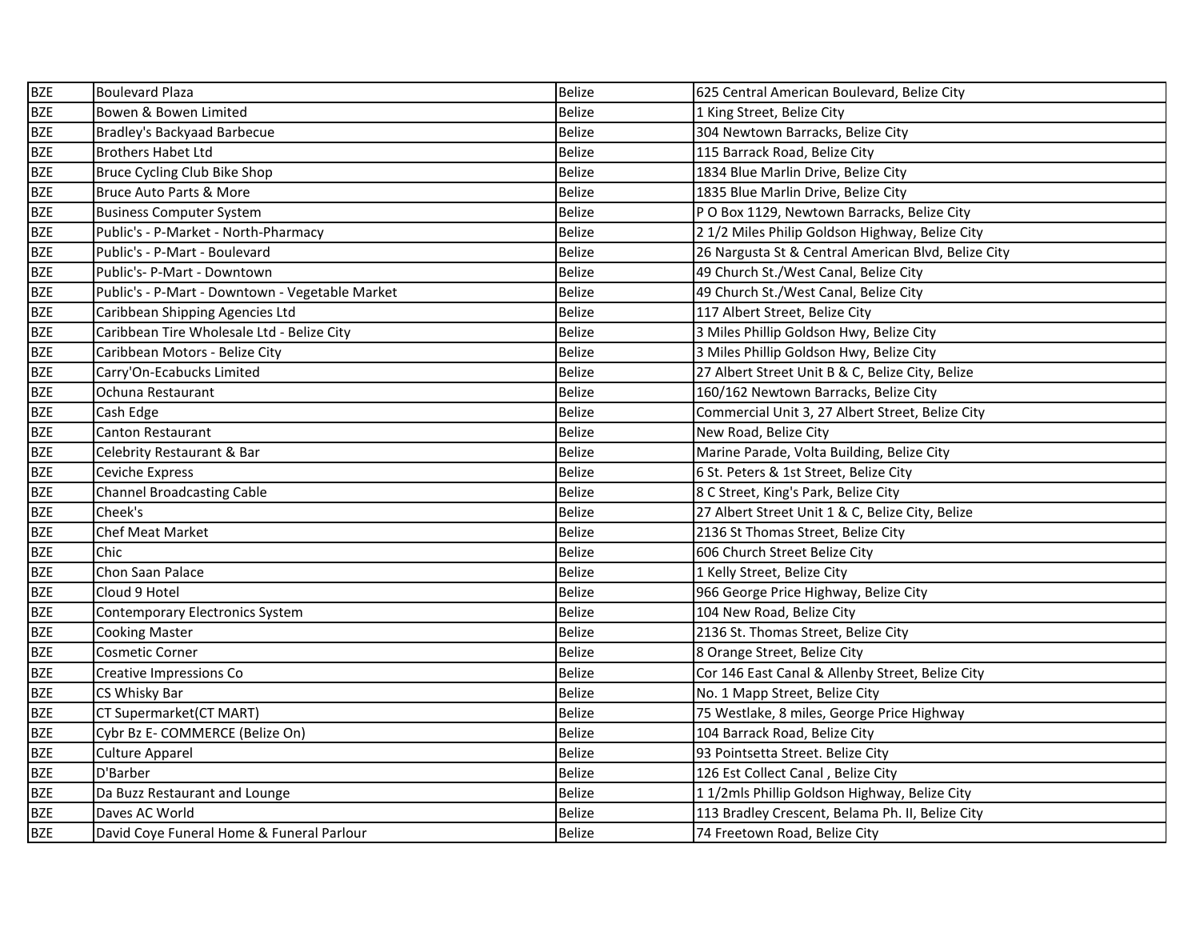| BZE | Boulevard Plaza | Belize | 625 Central American Boulevard, Belize City |
|---|---|---|---|
| BZE | Bowen & Bowen Limited | Belize | 1 King Street, Belize City |
| BZE | Bradley's Backyaad Barbecue | Belize | 304 Newtown Barracks, Belize City |
| BZE | Brothers Habet Ltd | Belize | 115 Barrack Road, Belize City |
| BZE | Bruce Cycling Club Bike Shop | Belize | 1834 Blue Marlin Drive, Belize City |
| BZE | Bruce Auto Parts & More | Belize | 1835 Blue Marlin Drive, Belize City |
| BZE | Business Computer System | Belize | P O Box 1129, Newtown Barracks, Belize City |
| BZE | Public's - P-Market - North-Pharmacy | Belize | 2 1/2 Miles Philip Goldson Highway, Belize City |
| BZE | Public's - P-Mart - Boulevard | Belize | 26 Nargusta St & Central American Blvd, Belize City |
| BZE | Public's- P-Mart - Downtown | Belize | 49 Church St./West Canal, Belize City |
| BZE | Public's - P-Mart - Downtown - Vegetable Market | Belize | 49 Church St./West Canal, Belize City |
| BZE | Caribbean Shipping Agencies Ltd | Belize | 117 Albert Street, Belize City |
| BZE | Caribbean Tire Wholesale Ltd - Belize City | Belize | 3 Miles Phillip Goldson Hwy, Belize City |
| BZE | Caribbean Motors - Belize City | Belize | 3 Miles Phillip Goldson Hwy, Belize City |
| BZE | Carry'On-Ecabucks Limited | Belize | 27 Albert Street Unit B & C, Belize City, Belize |
| BZE | Ochuna Restaurant | Belize | 160/162 Newtown Barracks, Belize City |
| BZE | Cash Edge | Belize | Commercial Unit 3, 27 Albert Street, Belize City |
| BZE | Canton Restaurant | Belize | New Road, Belize City |
| BZE | Celebrity Restaurant & Bar | Belize | Marine Parade, Volta Building, Belize City |
| BZE | Ceviche Express | Belize | 6 St. Peters & 1st Street, Belize City |
| BZE | Channel Broadcasting Cable | Belize | 8 C Street, King's Park, Belize City |
| BZE | Cheek's | Belize | 27 Albert Street Unit 1 & C, Belize City, Belize |
| BZE | Chef Meat Market | Belize | 2136 St Thomas Street, Belize City |
| BZE | Chic | Belize | 606 Church Street Belize City |
| BZE | Chon Saan Palace | Belize | 1 Kelly Street, Belize City |
| BZE | Cloud 9 Hotel | Belize | 966 George Price Highway, Belize City |
| BZE | Contemporary Electronics System | Belize | 104 New Road, Belize City |
| BZE | Cooking Master | Belize | 2136 St. Thomas Street, Belize City |
| BZE | Cosmetic Corner | Belize | 8 Orange Street, Belize City |
| BZE | Creative Impressions Co | Belize | Cor 146 East Canal & Allenby Street, Belize City |
| BZE | CS Whisky Bar | Belize | No. 1 Mapp Street, Belize City |
| BZE | CT Supermarket(CT MART) | Belize | 75 Westlake, 8 miles, George Price Highway |
| BZE | Cybr Bz E- COMMERCE (Belize On) | Belize | 104 Barrack Road, Belize City |
| BZE | Culture Apparel | Belize | 93 Pointsetta Street. Belize City |
| BZE | D'Barber | Belize | 126 Est Collect Canal , Belize City |
| BZE | Da Buzz Restaurant and Lounge | Belize | 1 1/2mls Phillip Goldson Highway, Belize City |
| BZE | Daves AC World | Belize | 113 Bradley Crescent, Belama Ph. II, Belize City |
| BZE | David Coye Funeral Home & Funeral Parlour | Belize | 74 Freetown Road, Belize City |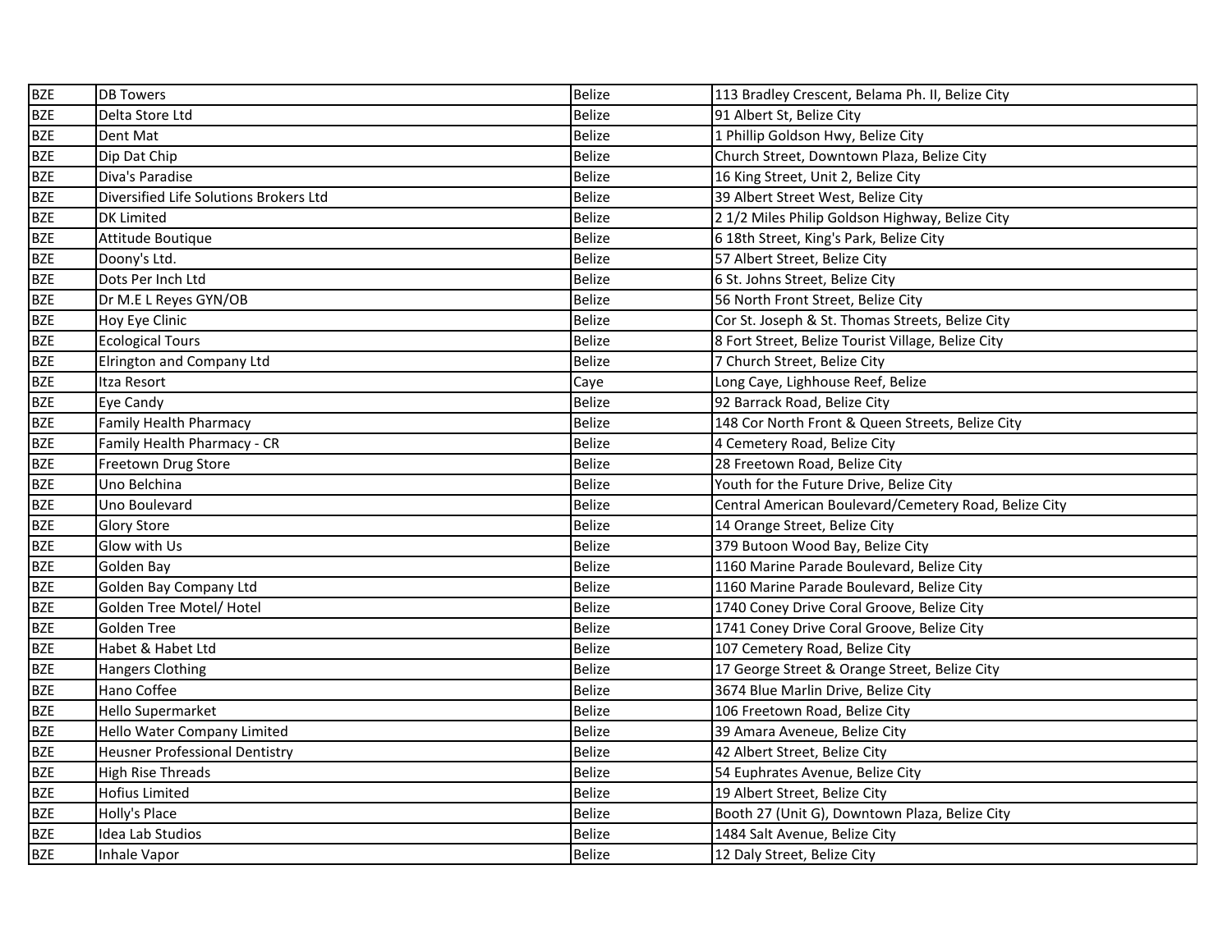| BZE | DB Towers | Belize | 113 Bradley Crescent, Belama Ph. II, Belize City |
|---|---|---|---|
| BZE | Delta Store Ltd | Belize | 91 Albert St, Belize City |
| BZE | Dent Mat | Belize | 1 Phillip Goldson Hwy, Belize City |
| BZE | Dip Dat Chip | Belize | Church Street, Downtown Plaza, Belize City |
| BZE | Diva's Paradise | Belize | 16 King Street, Unit 2, Belize City |
| BZE | Diversified Life Solutions Brokers Ltd | Belize | 39 Albert Street West, Belize City |
| BZE | DK Limited | Belize | 2 1/2 Miles Philip Goldson Highway, Belize City |
| BZE | Attitude Boutique | Belize | 6 18th Street, King's Park, Belize City |
| BZE | Doony's Ltd. | Belize | 57 Albert Street, Belize City |
| BZE | Dots Per Inch Ltd | Belize | 6 St. Johns Street, Belize City |
| BZE | Dr M.E L Reyes GYN/OB | Belize | 56 North Front Street, Belize City |
| BZE | Hoy Eye Clinic | Belize | Cor St. Joseph & St. Thomas Streets, Belize City |
| BZE | Ecological Tours | Belize | 8 Fort Street, Belize Tourist Village, Belize City |
| BZE | Elrington and Company Ltd | Belize | 7 Church Street, Belize City |
| BZE | Itza Resort | Caye | Long Caye, Lighhouse Reef, Belize |
| BZE | Eye Candy | Belize | 92 Barrack Road, Belize City |
| BZE | Family Health Pharmacy | Belize | 148 Cor North Front & Queen Streets, Belize City |
| BZE | Family Health Pharmacy - CR | Belize | 4 Cemetery Road, Belize City |
| BZE | Freetown Drug Store | Belize | 28 Freetown Road, Belize City |
| BZE | Uno Belchina | Belize | Youth for the Future Drive, Belize City |
| BZE | Uno Boulevard | Belize | Central American Boulevard/Cemetery Road, Belize City |
| BZE | Glory Store | Belize | 14 Orange Street, Belize City |
| BZE | Glow with Us | Belize | 379 Butoon Wood Bay, Belize City |
| BZE | Golden Bay | Belize | 1160 Marine Parade Boulevard, Belize City |
| BZE | Golden Bay Company Ltd | Belize | 1160 Marine Parade Boulevard, Belize City |
| BZE | Golden Tree Motel/ Hotel | Belize | 1740 Coney Drive Coral Groove, Belize City |
| BZE | Golden Tree | Belize | 1741 Coney Drive Coral Groove, Belize City |
| BZE | Habet & Habet Ltd | Belize | 107 Cemetery Road, Belize City |
| BZE | Hangers Clothing | Belize | 17 George Street & Orange Street, Belize City |
| BZE | Hano Coffee | Belize | 3674 Blue Marlin Drive, Belize City |
| BZE | Hello Supermarket | Belize | 106 Freetown Road, Belize City |
| BZE | Hello Water Company Limited | Belize | 39 Amara Aveneue, Belize City |
| BZE | Heusner Professional Dentistry | Belize | 42 Albert Street, Belize City |
| BZE | High Rise Threads | Belize | 54 Euphrates Avenue, Belize City |
| BZE | Hofius Limited | Belize | 19 Albert Street, Belize City |
| BZE | Holly's Place | Belize | Booth 27 (Unit G), Downtown Plaza, Belize City |
| BZE | Idea Lab Studios | Belize | 1484 Salt Avenue, Belize City |
| BZE | Inhale Vapor | Belize | 12 Daly Street, Belize City |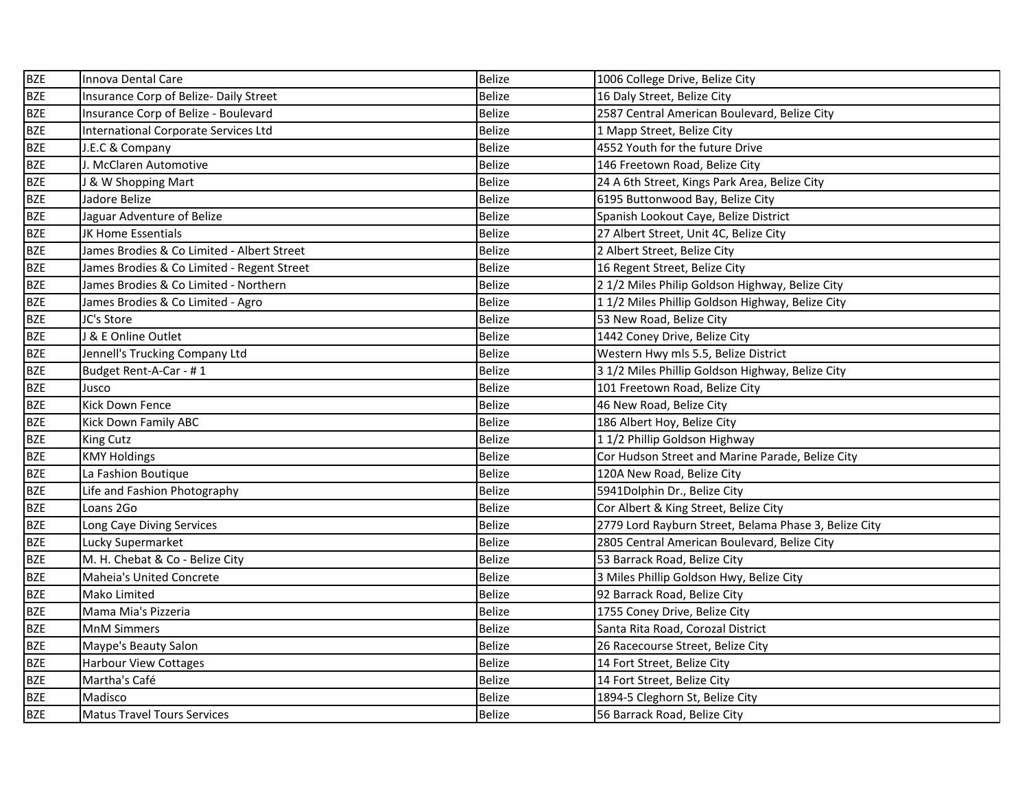| BZE | Innova Dental Care | Belize | 1006 College Drive, Belize City |
|---|---|---|---|
| BZE | Insurance Corp of Belize- Daily Street | Belize | 16 Daly Street, Belize City |
| BZE | Insurance Corp of Belize - Boulevard | Belize | 2587 Central American Boulevard, Belize City |
| BZE | International Corporate Services Ltd | Belize | 1 Mapp Street, Belize City |
| BZE | J.E.C & Company | Belize | 4552 Youth for the future Drive |
| BZE | J. McClaren Automotive | Belize | 146 Freetown Road, Belize City |
| BZE | J & W Shopping Mart | Belize | 24 A 6th Street, Kings Park Area, Belize City |
| BZE | Jadore Belize | Belize | 6195 Buttonwood Bay, Belize City |
| BZE | Jaguar Adventure of Belize | Belize | Spanish Lookout Caye, Belize District |
| BZE | JK Home Essentials | Belize | 27 Albert Street, Unit 4C, Belize City |
| BZE | James Brodies & Co Limited - Albert Street | Belize | 2 Albert Street, Belize City |
| BZE | James Brodies & Co Limited - Regent Street | Belize | 16 Regent Street, Belize City |
| BZE | James Brodies & Co Limited - Northern | Belize | 2 1/2 Miles Philip Goldson Highway, Belize City |
| BZE | James Brodies & Co Limited - Agro | Belize | 1 1/2 Miles Phillip Goldson Highway, Belize City |
| BZE | JC's Store | Belize | 53 New Road, Belize City |
| BZE | J & E Online Outlet | Belize | 1442 Coney Drive, Belize City |
| BZE | Jennell's Trucking Company Ltd | Belize | Western Hwy mls 5.5, Belize District |
| BZE | Budget Rent-A-Car - # 1 | Belize | 3 1/2 Miles Phillip Goldson Highway, Belize City |
| BZE | Jusco | Belize | 101 Freetown Road, Belize City |
| BZE | Kick Down Fence | Belize | 46 New Road, Belize City |
| BZE | Kick Down Family ABC | Belize | 186 Albert Hoy, Belize City |
| BZE | King Cutz | Belize | 1 1/2 Phillip Goldson Highway |
| BZE | KMY Holdings | Belize | Cor Hudson Street and Marine Parade, Belize City |
| BZE | La Fashion Boutique | Belize | 120A New Road, Belize City |
| BZE | Life and Fashion Photography | Belize | 5941Dolphin Dr., Belize City |
| BZE | Loans 2Go | Belize | Cor Albert & King Street, Belize City |
| BZE | Long Caye Diving Services | Belize | 2779 Lord Rayburn Street, Belama Phase 3, Belize City |
| BZE | Lucky Supermarket | Belize | 2805 Central American Boulevard, Belize City |
| BZE | M. H. Chebat & Co - Belize City | Belize | 53 Barrack Road, Belize City |
| BZE | Maheia's United Concrete | Belize | 3 Miles Phillip Goldson Hwy, Belize City |
| BZE | Mako Limited | Belize | 92 Barrack Road, Belize City |
| BZE | Mama Mia's Pizzeria | Belize | 1755 Coney Drive, Belize City |
| BZE | MnM Simmers | Belize | Santa Rita Road, Corozal District |
| BZE | Maype's Beauty Salon | Belize | 26 Racecourse Street, Belize City |
| BZE | Harbour View Cottages | Belize | 14 Fort Street, Belize City |
| BZE | Martha's Café | Belize | 14 Fort Street, Belize City |
| BZE | Madisco | Belize | 1894-5 Cleghorn St, Belize City |
| BZE | Matus Travel Tours Services | Belize | 56 Barrack Road, Belize City |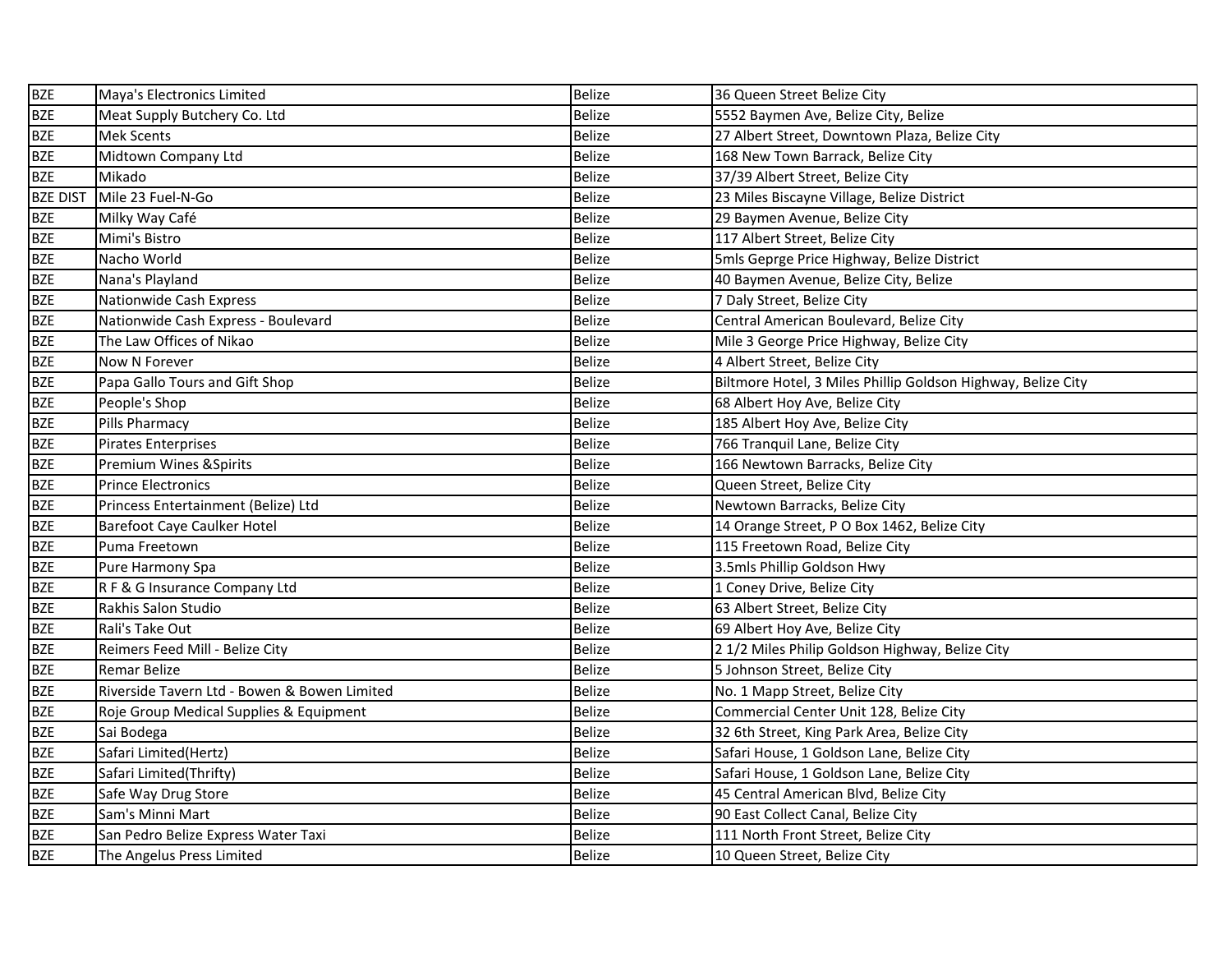| BZE | Maya's Electronics Limited | Belize | 36 Queen Street Belize City |
|---|---|---|---|
| BZE | Meat Supply Butchery Co. Ltd | Belize | 5552 Baymen Ave, Belize City, Belize |
| BZE | Mek Scents | Belize | 27 Albert Street, Downtown Plaza, Belize City |
| BZE | Midtown Company Ltd | Belize | 168 New Town Barrack, Belize City |
| BZE | Mikado | Belize | 37/39 Albert Street, Belize City |
| BZE DIST | Mile 23 Fuel-N-Go | Belize | 23 Miles Biscayne Village, Belize District |
| BZE | Milky Way Café | Belize | 29 Baymen Avenue, Belize City |
| BZE | Mimi's Bistro | Belize | 117 Albert Street, Belize City |
| BZE | Nacho World | Belize | 5mls Geprge Price Highway, Belize District |
| BZE | Nana's Playland | Belize | 40 Baymen Avenue, Belize City, Belize |
| BZE | Nationwide Cash Express | Belize | 7 Daly Street, Belize City |
| BZE | Nationwide Cash Express - Boulevard | Belize | Central American Boulevard, Belize City |
| BZE | The Law Offices of Nikao | Belize | Mile 3 George Price Highway, Belize City |
| BZE | Now N Forever | Belize | 4 Albert Street, Belize City |
| BZE | Papa Gallo Tours and Gift Shop | Belize | Biltmore Hotel, 3 Miles Phillip Goldson Highway, Belize City |
| BZE | People's Shop | Belize | 68 Albert Hoy Ave, Belize City |
| BZE | Pills Pharmacy | Belize | 185 Albert Hoy Ave, Belize City |
| BZE | Pirates Enterprises | Belize | 766 Tranquil Lane, Belize City |
| BZE | Premium Wines &Spirits | Belize | 166 Newtown Barracks, Belize City |
| BZE | Prince Electronics | Belize | Queen Street, Belize City |
| BZE | Princess Entertainment (Belize) Ltd | Belize | Newtown Barracks, Belize City |
| BZE | Barefoot Caye Caulker Hotel | Belize | 14 Orange Street, P O Box 1462, Belize City |
| BZE | Puma Freetown | Belize | 115 Freetown Road, Belize City |
| BZE | Pure Harmony Spa | Belize | 3.5mls Phillip Goldson Hwy |
| BZE | R F & G Insurance Company Ltd | Belize | 1 Coney Drive, Belize City |
| BZE | Rakhis Salon Studio | Belize | 63 Albert Street, Belize City |
| BZE | Rali's Take Out | Belize | 69 Albert Hoy Ave, Belize City |
| BZE | Reimers Feed Mill - Belize City | Belize | 2 1/2 Miles Philip Goldson Highway, Belize City |
| BZE | Remar Belize | Belize | 5 Johnson Street, Belize City |
| BZE | Riverside Tavern Ltd - Bowen & Bowen Limited | Belize | No. 1 Mapp Street, Belize City |
| BZE | Roje Group Medical Supplies & Equipment | Belize | Commercial Center Unit 128, Belize City |
| BZE | Sai Bodega | Belize | 32 6th Street, King Park Area, Belize City |
| BZE | Safari Limited(Hertz) | Belize | Safari House, 1 Goldson Lane, Belize City |
| BZE | Safari Limited(Thrifty) | Belize | Safari House, 1 Goldson Lane, Belize City |
| BZE | Safe Way Drug Store | Belize | 45 Central American Blvd, Belize City |
| BZE | Sam's Minni Mart | Belize | 90 East Collect Canal, Belize City |
| BZE | San Pedro Belize Express Water Taxi | Belize | 111 North Front Street, Belize City |
| BZE | The Angelus Press Limited | Belize | 10 Queen Street, Belize City |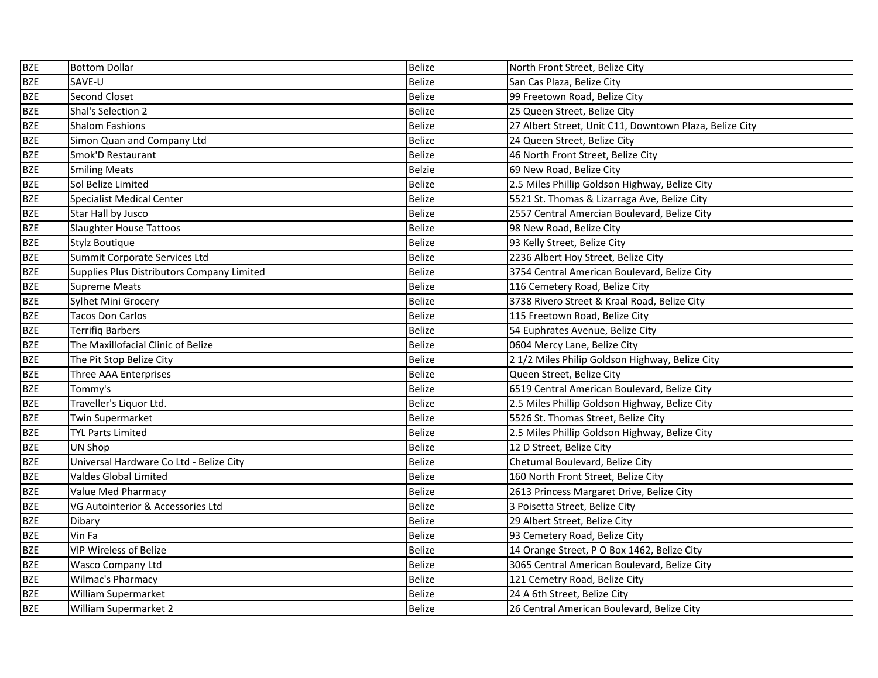| BZE | Bottom Dollar | Belize | North Front Street, Belize City |
|---|---|---|---|
| BZE | SAVE-U | Belize | San Cas Plaza, Belize City |
| BZE | Second Closet | Belize | 99 Freetown Road, Belize City |
| BZE | Shal's Selection 2 | Belize | 25 Queen Street, Belize City |
| BZE | Shalom Fashions | Belize | 27 Albert Street, Unit C11, Downtown Plaza, Belize City |
| BZE | Simon Quan and Company Ltd | Belize | 24 Queen Street, Belize City |
| BZE | Smok'D Restaurant | Belize | 46 North Front Street, Belize City |
| BZE | Smiling Meats | Belzie | 69 New Road, Belize City |
| BZE | Sol Belize Limited | Belize | 2.5 Miles Phillip Goldson Highway, Belize City |
| BZE | Specialist Medical Center | Belize | 5521 St. Thomas & Lizarraga Ave, Belize City |
| BZE | Star Hall by Jusco | Belize | 2557 Central Amercian Boulevard, Belize City |
| BZE | Slaughter House Tattoos | Belize | 98 New Road, Belize City |
| BZE | Stylz Boutique | Belize | 93 Kelly Street, Belize City |
| BZE | Summit Corporate Services Ltd | Belize | 2236 Albert Hoy Street, Belize City |
| BZE | Supplies Plus Distributors Company Limited | Belize | 3754 Central American Boulevard, Belize City |
| BZE | Supreme Meats | Belize | 116 Cemetery Road, Belize City |
| BZE | Sylhet Mini Grocery | Belize | 3738 Rivero Street & Kraal Road, Belize City |
| BZE | Tacos Don Carlos | Belize | 115 Freetown Road, Belize City |
| BZE | Terrifiq Barbers | Belize | 54 Euphrates Avenue, Belize City |
| BZE | The Maxillofacial Clinic of Belize | Belize | 0604 Mercy Lane, Belize City |
| BZE | The Pit Stop Belize City | Belize | 2 1/2 Miles Philip Goldson Highway, Belize City |
| BZE | Three AAA Enterprises | Belize | Queen Street, Belize City |
| BZE | Tommy's | Belize | 6519 Central American Boulevard, Belize City |
| BZE | Traveller's Liquor Ltd. | Belize | 2.5 Miles Phillip Goldson Highway, Belize City |
| BZE | Twin Supermarket | Belize | 5526 St. Thomas Street, Belize City |
| BZE | TYL Parts Limited | Belize | 2.5 Miles Phillip Goldson Highway, Belize City |
| BZE | UN Shop | Belize | 12 D Street, Belize City |
| BZE | Universal Hardware Co Ltd - Belize City | Belize | Chetumal Boulevard, Belize City |
| BZE | Valdes Global Limited | Belize | 160 North Front Street, Belize City |
| BZE | Value Med Pharmacy | Belize | 2613 Princess Margaret Drive, Belize City |
| BZE | VG Autointerior & Accessories Ltd | Belize | 3 Poisetta Street, Belize City |
| BZE | Dibary | Belize | 29 Albert Street, Belize City |
| BZE | Vin Fa | Belize | 93 Cemetery Road, Belize City |
| BZE | VIP Wireless of Belize | Belize | 14 Orange Street, P O Box 1462, Belize City |
| BZE | Wasco Company Ltd | Belize | 3065 Central American Boulevard, Belize City |
| BZE | Wilmac's Pharmacy | Belize | 121 Cemetry Road, Belize City |
| BZE | William Supermarket | Belize | 24 A 6th Street, Belize City |
| BZE | William Supermarket 2 | Belize | 26 Central American Boulevard, Belize City |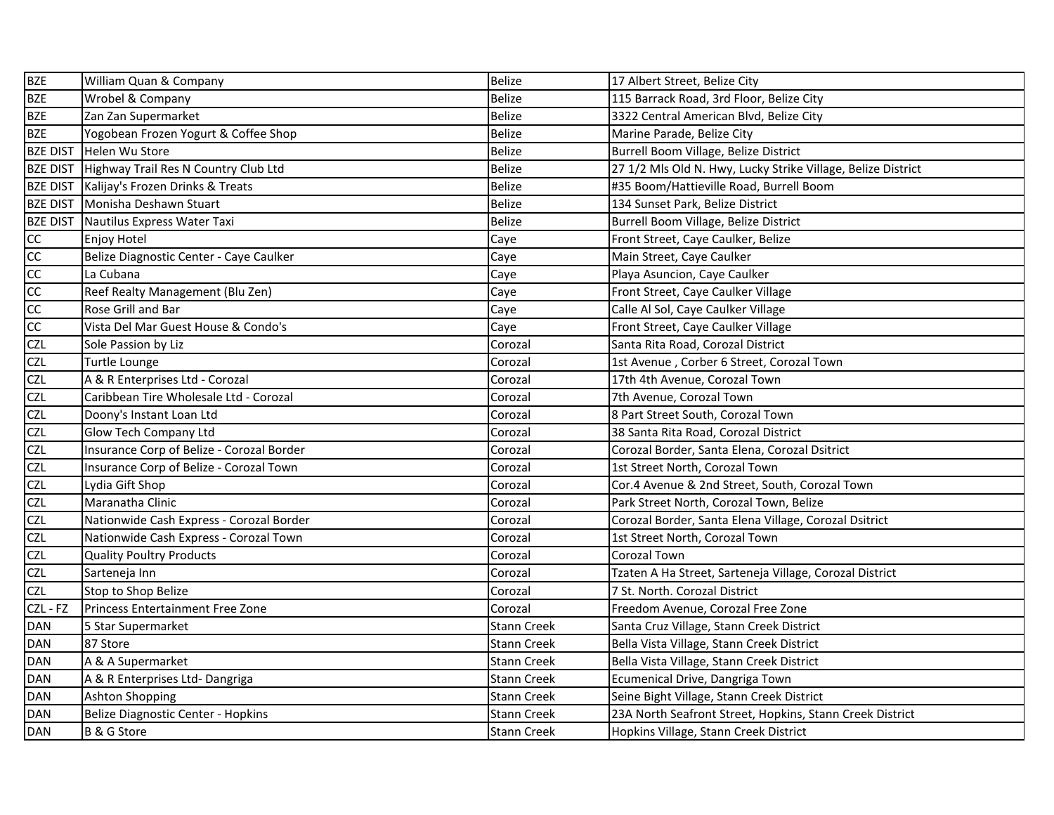| | | | |
|---|---|---|---|
| BZE | William Quan & Company | Belize | 17 Albert Street, Belize City |
| BZE | Wrobel & Company | Belize | 115 Barrack Road, 3rd Floor, Belize City |
| BZE | Zan Zan Supermarket | Belize | 3322 Central American Blvd, Belize City |
| BZE | Yogobean Frozen Yogurt & Coffee Shop | Belize | Marine Parade, Belize City |
| BZE DIST | Helen Wu Store | Belize | Burrell Boom Village, Belize District |
| BZE DIST | Highway Trail Res N Country Club Ltd | Belize | 27 1/2 Mls Old N. Hwy, Lucky Strike Village, Belize District |
| BZE DIST | Kalijay's Frozen Drinks & Treats | Belize | #35 Boom/Hattieville Road, Burrell Boom |
| BZE DIST | Monisha Deshawn Stuart | Belize | 134 Sunset Park, Belize District |
| BZE DIST | Nautilus Express Water Taxi | Belize | Burrell Boom Village, Belize District |
| CC | Enjoy Hotel | Caye | Front Street, Caye Caulker, Belize |
| CC | Belize Diagnostic Center - Caye Caulker | Caye | Main Street, Caye Caulker |
| CC | La Cubana | Caye | Playa Asuncion, Caye Caulker |
| CC | Reef Realty Management (Blu Zen) | Caye | Front Street, Caye Caulker Village |
| CC | Rose Grill and Bar | Caye | Calle Al Sol, Caye Caulker Village |
| CC | Vista Del Mar Guest House & Condo's | Caye | Front Street, Caye Caulker Village |
| CZL | Sole Passion by Liz | Corozal | Santa Rita Road, Corozal District |
| CZL | Turtle Lounge | Corozal | 1st Avenue , Corber 6 Street, Corozal Town |
| CZL | A & R Enterprises Ltd - Corozal | Corozal | 17th 4th Avenue, Corozal Town |
| CZL | Caribbean Tire Wholesale Ltd - Corozal | Corozal | 7th Avenue, Corozal Town |
| CZL | Doony's Instant Loan Ltd | Corozal | 8 Part Street South, Corozal Town |
| CZL | Glow Tech Company Ltd | Corozal | 38 Santa Rita Road, Corozal District |
| CZL | Insurance Corp of Belize - Corozal Border | Corozal | Corozal Border, Santa Elena, Corozal Dsitrict |
| CZL | Insurance Corp of Belize - Corozal Town | Corozal | 1st Street North, Corozal Town |
| CZL | Lydia Gift Shop | Corozal | Cor.4 Avenue & 2nd Street, South, Corozal Town |
| CZL | Maranatha Clinic | Corozal | Park Street North, Corozal Town, Belize |
| CZL | Nationwide Cash Express - Corozal Border | Corozal | Corozal Border, Santa Elena Village, Corozal Dsitrict |
| CZL | Nationwide Cash Express - Corozal Town | Corozal | 1st Street North, Corozal Town |
| CZL | Quality Poultry Products | Corozal | Corozal Town |
| CZL | Sarteneja Inn | Corozal | Tzaten A Ha Street, Sarteneja Village, Corozal District |
| CZL | Stop to Shop Belize | Corozal | 7 St. North. Corozal District |
| CZL - FZ | Princess Entertainment Free Zone | Corozal | Freedom Avenue, Corozal Free Zone |
| DAN | 5 Star Supermarket | Stann Creek | Santa Cruz Village, Stann Creek District |
| DAN | 87 Store | Stann Creek | Bella Vista Village, Stann Creek District |
| DAN | A & A Supermarket | Stann Creek | Bella Vista Village, Stann Creek District |
| DAN | A & R Enterprises Ltd- Dangriga | Stann Creek | Ecumenical Drive, Dangriga Town |
| DAN | Ashton Shopping | Stann Creek | Seine Bight Village, Stann Creek District |
| DAN | Belize Diagnostic Center - Hopkins | Stann Creek | 23A North Seafront Street, Hopkins, Stann Creek District |
| DAN | B & G Store | Stann Creek | Hopkins Village, Stann Creek District |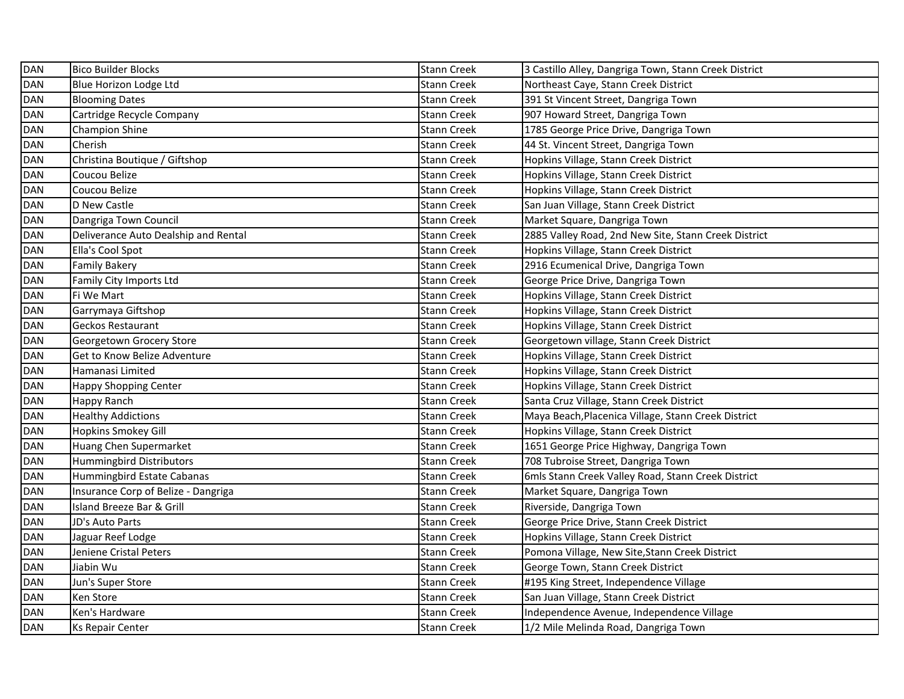| DAN | Bico Builder Blocks | Stann Creek | 3 Castillo Alley, Dangriga Town, Stann Creek District |
|---|---|---|---|
| DAN | Blue Horizon Lodge Ltd | Stann Creek | Northeast Caye, Stann Creek District |
| DAN | Blooming Dates | Stann Creek | 391 St Vincent Street, Dangriga Town |
| DAN | Cartridge Recycle Company | Stann Creek | 907 Howard Street, Dangriga Town |
| DAN | Champion Shine | Stann Creek | 1785 George Price Drive, Dangriga Town |
| DAN | Cherish | Stann Creek | 44 St. Vincent Street, Dangriga Town |
| DAN | Christina Boutique / Giftshop | Stann Creek | Hopkins Village, Stann Creek District |
| DAN | Coucou Belize | Stann Creek | Hopkins Village, Stann Creek District |
| DAN | Coucou Belize | Stann Creek | Hopkins Village, Stann Creek District |
| DAN | D New Castle | Stann Creek | San Juan Village, Stann Creek District |
| DAN | Dangriga Town Council | Stann Creek | Market Square, Dangriga Town |
| DAN | Deliverance Auto Dealship and Rental | Stann Creek | 2885 Valley Road, 2nd New Site, Stann Creek District |
| DAN | Ella's Cool Spot | Stann Creek | Hopkins Village, Stann Creek District |
| DAN | Family Bakery | Stann Creek | 2916 Ecumenical Drive, Dangriga Town |
| DAN | Family City Imports Ltd | Stann Creek | George Price Drive, Dangriga Town |
| DAN | Fi We Mart | Stann Creek | Hopkins Village, Stann Creek District |
| DAN | Garrymaya Giftshop | Stann Creek | Hopkins Village, Stann Creek District |
| DAN | Geckos Restaurant | Stann Creek | Hopkins Village, Stann Creek District |
| DAN | Georgetown Grocery Store | Stann Creek | Georgetown village, Stann Creek District |
| DAN | Get to Know Belize Adventure | Stann Creek | Hopkins Village, Stann Creek District |
| DAN | Hamanasi Limited | Stann Creek | Hopkins Village, Stann Creek District |
| DAN | Happy Shopping Center | Stann Creek | Hopkins Village, Stann Creek District |
| DAN | Happy Ranch | Stann Creek | Santa Cruz Village, Stann Creek District |
| DAN | Healthy Addictions | Stann Creek | Maya Beach,Placenica Village, Stann Creek District |
| DAN | Hopkins Smokey Gill | Stann Creek | Hopkins Village, Stann Creek District |
| DAN | Huang Chen Supermarket | Stann Creek | 1651 George Price Highway, Dangriga Town |
| DAN | Hummingbird Distributors | Stann Creek | 708 Tubroise Street, Dangriga Town |
| DAN | Hummingbird Estate Cabanas | Stann Creek | 6mls Stann Creek Valley Road, Stann Creek District |
| DAN | Insurance Corp of Belize - Dangriga | Stann Creek | Market Square, Dangriga Town |
| DAN | Island Breeze Bar & Grill | Stann Creek | Riverside, Dangriga Town |
| DAN | JD's Auto Parts | Stann Creek | George Price Drive, Stann Creek District |
| DAN | Jaguar Reef Lodge | Stann Creek | Hopkins Village, Stann Creek District |
| DAN | Jeniene Cristal Peters | Stann Creek | Pomona Village, New Site,Stann Creek District |
| DAN | Jiabin Wu | Stann Creek | George Town, Stann Creek District |
| DAN | Jun's Super Store | Stann Creek | #195 King Street, Independence Village |
| DAN | Ken Store | Stann Creek | San Juan Village, Stann Creek District |
| DAN | Ken's Hardware | Stann Creek | Independence Avenue, Independence Village |
| DAN | Ks Repair Center | Stann Creek | 1/2 Mile Melinda Road, Dangriga Town |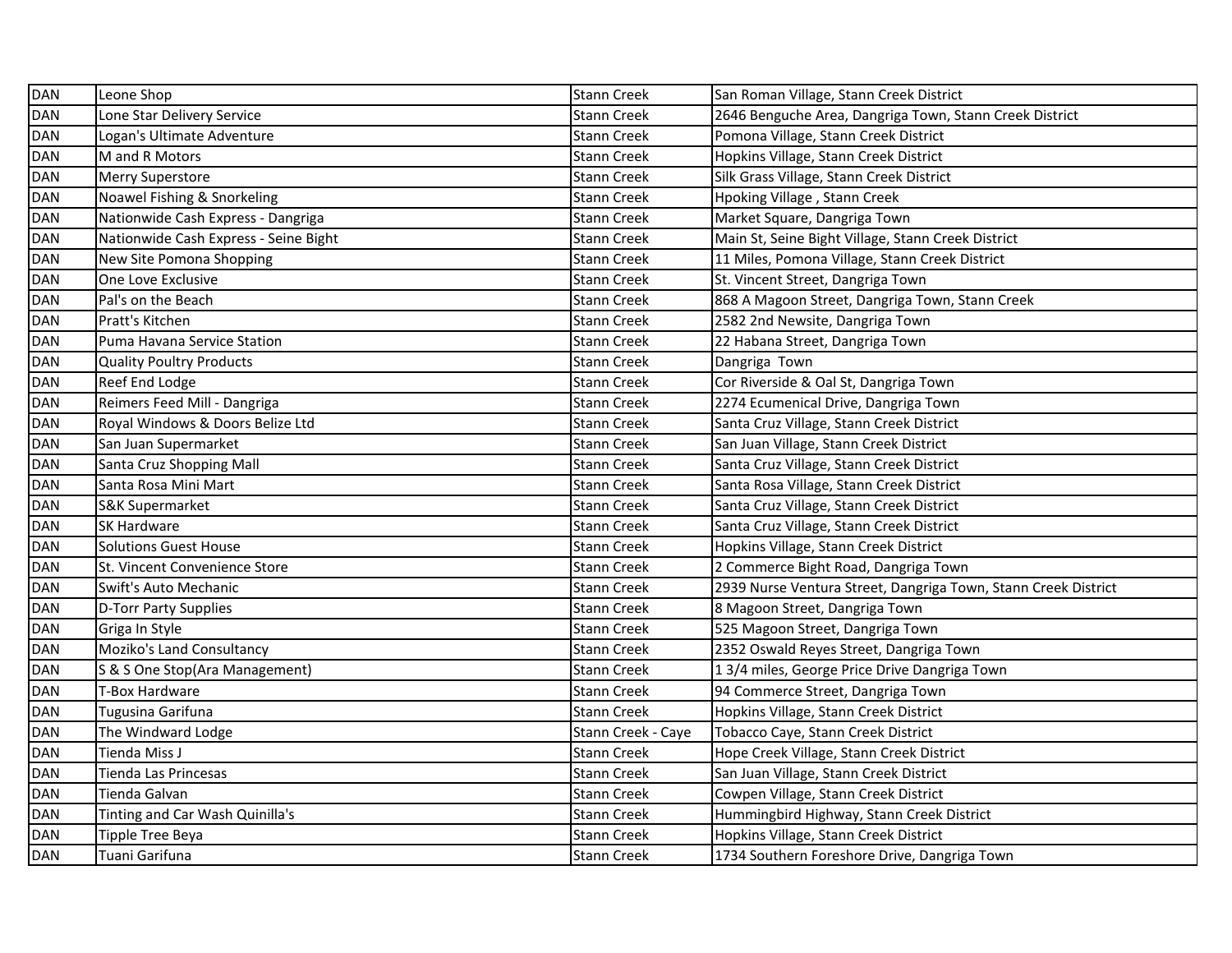| DAN | Leone Shop | Stann Creek | San Roman Village, Stann Creek District |
|---|---|---|---|
| DAN | Lone Star Delivery Service | Stann Creek | 2646 Benguche Area, Dangriga Town, Stann Creek District |
| DAN | Logan's Ultimate Adventure | Stann Creek | Pomona Village, Stann Creek District |
| DAN | M and R Motors | Stann Creek | Hopkins Village, Stann Creek District |
| DAN | Merry Superstore | Stann Creek | Silk Grass Village, Stann Creek District |
| DAN | Noawel Fishing & Snorkeling | Stann Creek | Hpoking Village , Stann Creek |
| DAN | Nationwide Cash Express - Dangriga | Stann Creek | Market Square, Dangriga Town |
| DAN | Nationwide Cash Express - Seine Bight | Stann Creek | Main St, Seine Bight Village, Stann Creek District |
| DAN | New Site Pomona Shopping | Stann Creek | 11 Miles, Pomona Village, Stann Creek District |
| DAN | One Love Exclusive | Stann Creek | St. Vincent Street, Dangriga Town |
| DAN | Pal's on the Beach | Stann Creek | 868 A Magoon Street, Dangriga Town, Stann Creek |
| DAN | Pratt's Kitchen | Stann Creek | 2582 2nd Newsite, Dangriga Town |
| DAN | Puma Havana Service Station | Stann Creek | 22 Habana Street, Dangriga Town |
| DAN | Quality Poultry Products | Stann Creek | Dangriga Town |
| DAN | Reef End Lodge | Stann Creek | Cor Riverside & Oal St, Dangriga Town |
| DAN | Reimers Feed Mill - Dangriga | Stann Creek | 2274 Ecumenical Drive, Dangriga Town |
| DAN | Royal Windows & Doors Belize Ltd | Stann Creek | Santa Cruz Village, Stann Creek District |
| DAN | San Juan Supermarket | Stann Creek | San Juan Village, Stann Creek District |
| DAN | Santa Cruz Shopping Mall | Stann Creek | Santa Cruz Village, Stann Creek District |
| DAN | Santa Rosa Mini Mart | Stann Creek | Santa Rosa Village, Stann Creek District |
| DAN | S&K Supermarket | Stann Creek | Santa Cruz Village, Stann Creek District |
| DAN | SK Hardware | Stann Creek | Santa Cruz Village, Stann Creek District |
| DAN | Solutions Guest House | Stann Creek | Hopkins Village, Stann Creek District |
| DAN | St. Vincent Convenience Store | Stann Creek | 2 Commerce Bight Road, Dangriga Town |
| DAN | Swift's Auto Mechanic | Stann Creek | 2939 Nurse Ventura Street, Dangriga Town, Stann Creek District |
| DAN | D-Torr Party Supplies | Stann Creek | 8 Magoon Street, Dangriga Town |
| DAN | Griga In Style | Stann Creek | 525 Magoon Street, Dangriga Town |
| DAN | Moziko's Land Consultancy | Stann Creek | 2352 Oswald Reyes Street, Dangriga Town |
| DAN | S & S One Stop(Ara Management) | Stann Creek | 1 3/4 miles, George Price Drive Dangriga Town |
| DAN | T-Box Hardware | Stann Creek | 94 Commerce Street, Dangriga Town |
| DAN | Tugusina Garifuna | Stann Creek | Hopkins Village, Stann Creek District |
| DAN | The Windward Lodge | Stann Creek - Caye | Tobacco Caye, Stann Creek District |
| DAN | Tienda Miss J | Stann Creek | Hope Creek Village, Stann Creek District |
| DAN | Tienda Las Princesas | Stann Creek | San Juan Village, Stann Creek District |
| DAN | Tienda Galvan | Stann Creek | Cowpen Village, Stann Creek District |
| DAN | Tinting and Car Wash Quinilla's | Stann Creek | Hummingbird Highway, Stann Creek District |
| DAN | Tipple Tree Beya | Stann Creek | Hopkins Village, Stann Creek District |
| DAN | Tuani Garifuna | Stann Creek | 1734 Southern Foreshore Drive, Dangriga Town |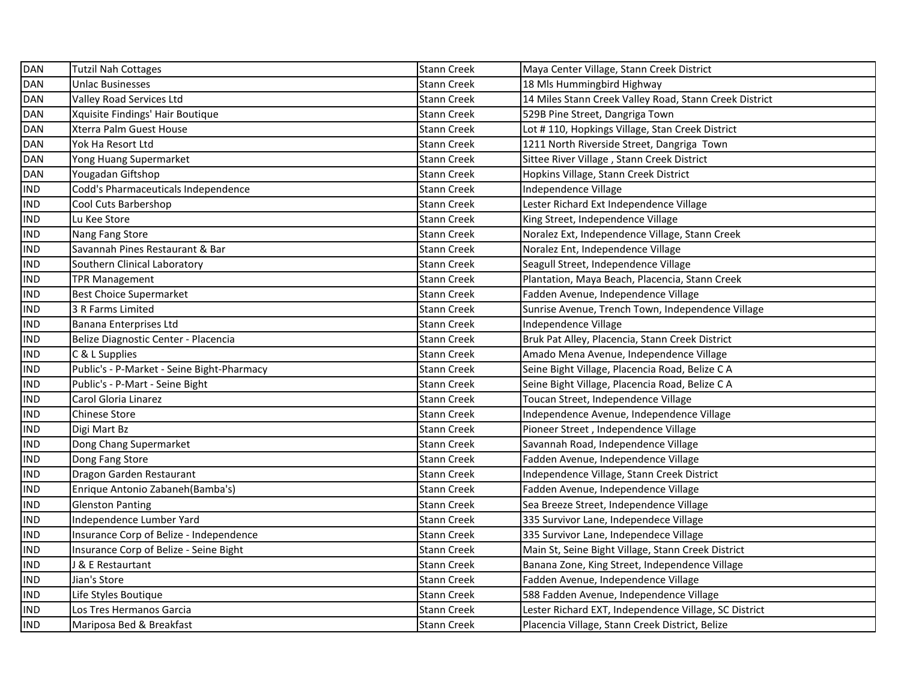| | | | |
|---|---|---|---|
| DAN | Tutzil Nah Cottages | Stann Creek | Maya Center Village, Stann Creek District |
| DAN | Unlac Businesses | Stann Creek | 18 Mls Hummingbird Highway |
| DAN | Valley Road Services Ltd | Stann Creek | 14 Miles Stann Creek Valley Road, Stann Creek District |
| DAN | Xquisite Findings' Hair Boutique | Stann Creek | 529B Pine Street, Dangriga Town |
| DAN | Xterra Palm Guest House | Stann Creek | Lot # 110, Hopkings Village, Stan Creek District |
| DAN | Yok Ha Resort Ltd | Stann Creek | 1211 North Riverside Street, Dangriga Town |
| DAN | Yong Huang Supermarket | Stann Creek | Sittee River Village , Stann Creek District |
| DAN | Yougadan Giftshop | Stann Creek | Hopkins Village, Stann Creek District |
| IND | Codd's Pharmaceuticals Independence | Stann Creek | Independence Village |
| IND | Cool Cuts Barbershop | Stann Creek | Lester Richard Ext Independence Village |
| IND | Lu Kee Store | Stann Creek | King Street, Independence Village |
| IND | Nang Fang Store | Stann Creek | Noralez Ext, Independence Village, Stann Creek |
| IND | Savannah Pines Restaurant & Bar | Stann Creek | Noralez Ent, Independence Village |
| IND | Southern Clinical Laboratory | Stann Creek | Seagull Street, Independence Village |
| IND | TPR Management | Stann Creek | Plantation, Maya Beach, Placencia, Stann Creek |
| IND | Best Choice Supermarket | Stann Creek | Fadden Avenue, Independence Village |
| IND | 3 R Farms Limited | Stann Creek | Sunrise Avenue, Trench Town, Independence Village |
| IND | Banana Enterprises Ltd | Stann Creek | Independence Village |
| IND | Belize Diagnostic Center - Placencia | Stann Creek | Bruk Pat Alley, Placencia, Stann Creek District |
| IND | C & L Supplies | Stann Creek | Amado Mena Avenue, Independence Village |
| IND | Public's - P-Market - Seine Bight-Pharmacy | Stann Creek | Seine Bight Village, Placencia Road, Belize C A |
| IND | Public's - P-Mart - Seine Bight | Stann Creek | Seine Bight Village, Placencia Road, Belize C A |
| IND | Carol Gloria Linarez | Stann Creek | Toucan Street, Independence Village |
| IND | Chinese Store | Stann Creek | Independence Avenue, Independence Village |
| IND | Digi Mart Bz | Stann Creek | Pioneer Street , Independence Village |
| IND | Dong Chang Supermarket | Stann Creek | Savannah Road, Independence Village |
| IND | Dong Fang Store | Stann Creek | Fadden Avenue, Independence Village |
| IND | Dragon Garden Restaurant | Stann Creek | Independence Village, Stann Creek District |
| IND | Enrique Antonio Zabaneh(Bamba's) | Stann Creek | Fadden Avenue, Independence Village |
| IND | Glenston Panting | Stann Creek | Sea Breeze Street, Independence Village |
| IND | Independence Lumber Yard | Stann Creek | 335 Survivor Lane, Independece Village |
| IND | Insurance Corp of Belize - Independence | Stann Creek | 335 Survivor Lane, Independece Village |
| IND | Insurance Corp of Belize - Seine Bight | Stann Creek | Main St, Seine Bight Village, Stann Creek District |
| IND | J & E Restaurtant | Stann Creek | Banana Zone, King Street, Independence Village |
| IND | Jian's Store | Stann Creek | Fadden Avenue, Independence Village |
| IND | Life Styles Boutique | Stann Creek | 588 Fadden Avenue, Independence Village |
| IND | Los Tres Hermanos Garcia | Stann Creek | Lester Richard EXT, Independence Village, SC District |
| IND | Mariposa Bed & Breakfast | Stann Creek | Placencia Village, Stann Creek District, Belize |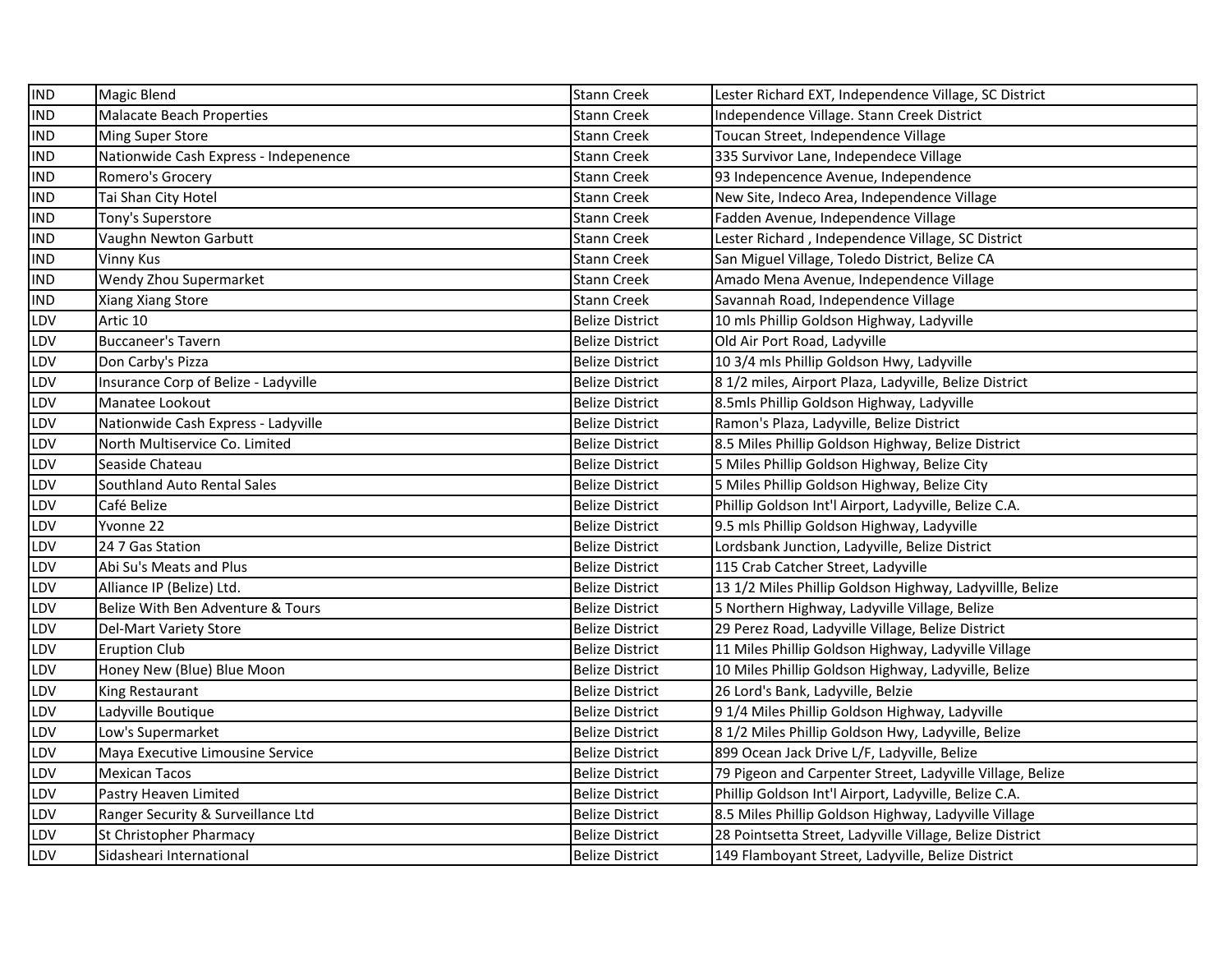| | | | |
|---|---|---|---|
| IND | Magic Blend | Stann Creek | Lester Richard EXT, Independence Village, SC District |
| IND | Malacate Beach Properties | Stann Creek | Independence Village. Stann Creek District |
| IND | Ming Super Store | Stann Creek | Toucan Street, Independence Village |
| IND | Nationwide Cash Express - Indepenence | Stann Creek | 335 Survivor Lane, Independece Village |
| IND | Romero's Grocery | Stann Creek | 93 Indepencence Avenue, Independence |
| IND | Tai Shan City Hotel | Stann Creek | New Site, Indeco Area, Independence Village |
| IND | Tony's Superstore | Stann Creek | Fadden Avenue, Independence Village |
| IND | Vaughn Newton Garbutt | Stann Creek | Lester Richard , Independence Village, SC District |
| IND | Vinny Kus | Stann Creek | San Miguel Village, Toledo District, Belize CA |
| IND | Wendy Zhou Supermarket | Stann Creek | Amado Mena Avenue, Independence Village |
| IND | Xiang Xiang Store | Stann Creek | Savannah Road, Independence Village |
| LDV | Artic 10 | Belize District | 10 mls Phillip Goldson Highway, Ladyville |
| LDV | Buccaneer's Tavern | Belize District | Old Air Port Road, Ladyville |
| LDV | Don Carby's Pizza | Belize District | 10 3/4 mls Phillip Goldson Hwy, Ladyville |
| LDV | Insurance Corp of Belize - Ladyville | Belize District | 8 1/2 miles, Airport Plaza, Ladyville, Belize District |
| LDV | Manatee Lookout | Belize District | 8.5mls Phillip Goldson Highway, Ladyville |
| LDV | Nationwide Cash Express - Ladyville | Belize District | Ramon's Plaza, Ladyville, Belize District |
| LDV | North Multiservice Co. Limited | Belize District | 8.5 Miles Phillip Goldson Highway, Belize District |
| LDV | Seaside Chateau | Belize District | 5 Miles Phillip Goldson Highway, Belize City |
| LDV | Southland Auto Rental Sales | Belize District | 5 Miles Phillip Goldson Highway, Belize City |
| LDV | Café Belize | Belize District | Phillip Goldson Int'l Airport, Ladyville, Belize C.A. |
| LDV | Yvonne 22 | Belize District | 9.5 mls Phillip Goldson Highway, Ladyville |
| LDV | 24 7 Gas Station | Belize District | Lordsbank Junction, Ladyville, Belize District |
| LDV | Abi Su's Meats and Plus | Belize District | 115 Crab Catcher Street, Ladyville |
| LDV | Alliance IP (Belize) Ltd. | Belize District | 13 1/2 Miles Phillip Goldson Highway, Ladyvillle, Belize |
| LDV | Belize With Ben Adventure & Tours | Belize District | 5 Northern Highway, Ladyville Village, Belize |
| LDV | Del-Mart Variety Store | Belize District | 29 Perez Road, Ladyville Village, Belize District |
| LDV | Eruption Club | Belize District | 11 Miles Phillip Goldson Highway, Ladyville Village |
| LDV | Honey New (Blue) Blue Moon | Belize District | 10 Miles Phillip Goldson Highway, Ladyville, Belize |
| LDV | King Restaurant | Belize District | 26 Lord's Bank, Ladyville, Belzie |
| LDV | Ladyville Boutique | Belize District | 9 1/4 Miles Phillip Goldson Highway, Ladyville |
| LDV | Low's Supermarket | Belize District | 8 1/2 Miles Phillip Goldson Hwy, Ladyville, Belize |
| LDV | Maya Executive Limousine Service | Belize District | 899 Ocean Jack Drive L/F, Ladyville, Belize |
| LDV | Mexican Tacos | Belize District | 79 Pigeon and Carpenter Street, Ladyville Village, Belize |
| LDV | Pastry Heaven Limited | Belize District | Phillip Goldson Int'l Airport, Ladyville, Belize C.A. |
| LDV | Ranger Security & Surveillance Ltd | Belize District | 8.5 Miles Phillip Goldson Highway, Ladyville Village |
| LDV | St Christopher Pharmacy | Belize District | 28 Pointsetta Street, Ladyville Village, Belize District |
| LDV | Sidasheari International | Belize District | 149 Flamboyant Street, Ladyville, Belize District |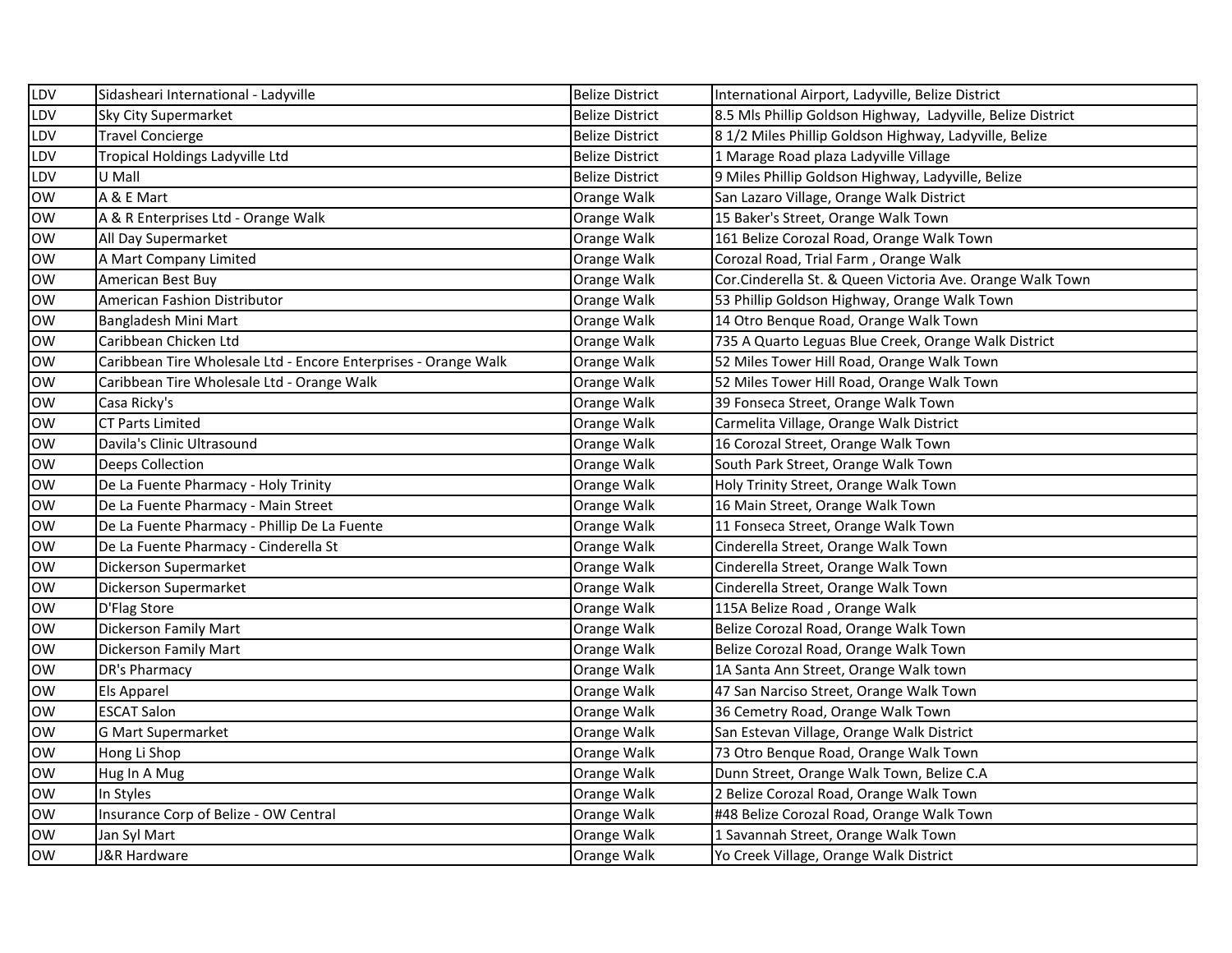| | | | |
|---|---|---|---|
| LDV | Sidasheari International - Ladyville | Belize District | International Airport, Ladyville, Belize District |
| LDV | Sky City Supermarket | Belize District | 8.5 Mls Phillip Goldson Highway,  Ladyville, Belize District |
| LDV | Travel Concierge | Belize District | 8 1/2 Miles Phillip Goldson Highway, Ladyville, Belize |
| LDV | Tropical Holdings Ladyville Ltd | Belize District | 1 Marage Road plaza Ladyville Village |
| LDV | U Mall | Belize District | 9 Miles Phillip Goldson Highway, Ladyville, Belize |
| OW | A & E Mart | Orange Walk | San Lazaro Village, Orange Walk District |
| OW | A & R Enterprises Ltd - Orange Walk | Orange Walk | 15 Baker's Street, Orange Walk Town |
| OW | All Day Supermarket | Orange Walk | 161 Belize Corozal Road, Orange Walk Town |
| OW | A Mart Company Limited | Orange Walk | Corozal Road, Trial Farm , Orange Walk |
| OW | American Best Buy | Orange Walk | Cor.Cinderella St. & Queen Victoria Ave. Orange Walk Town |
| OW | American Fashion Distributor | Orange Walk | 53 Phillip Goldson Highway, Orange Walk Town |
| OW | Bangladesh Mini Mart | Orange Walk | 14 Otro Benque Road, Orange Walk Town |
| OW | Caribbean Chicken Ltd | Orange Walk | 735 A Quarto Leguas Blue Creek, Orange Walk District |
| OW | Caribbean Tire Wholesale Ltd - Encore Enterprises - Orange Walk | Orange Walk | 52 Miles Tower Hill Road, Orange Walk Town |
| OW | Caribbean Tire Wholesale Ltd - Orange Walk | Orange Walk | 52 Miles Tower Hill Road, Orange Walk Town |
| OW | Casa Ricky's | Orange Walk | 39 Fonseca Street, Orange Walk Town |
| OW | CT Parts Limited | Orange Walk | Carmelita Village, Orange Walk District |
| OW | Davila's Clinic Ultrasound | Orange Walk | 16 Corozal Street, Orange Walk Town |
| OW | Deeps Collection | Orange Walk | South Park Street, Orange Walk Town |
| OW | De La Fuente Pharmacy - Holy Trinity | Orange Walk | Holy Trinity Street, Orange Walk Town |
| OW | De La Fuente Pharmacy - Main Street | Orange Walk | 16 Main Street, Orange Walk Town |
| OW | De La Fuente Pharmacy - Phillip De La Fuente | Orange Walk | 11 Fonseca Street, Orange Walk Town |
| OW | De La Fuente Pharmacy - Cinderella St | Orange Walk | Cinderella Street, Orange Walk Town |
| OW | Dickerson Supermarket | Orange Walk | Cinderella Street, Orange Walk Town |
| OW | Dickerson Supermarket | Orange Walk | Cinderella Street, Orange Walk Town |
| OW | D'Flag Store | Orange Walk | 115A Belize Road , Orange Walk |
| OW | Dickerson Family Mart | Orange Walk | Belize Corozal Road, Orange Walk Town |
| OW | Dickerson Family Mart | Orange Walk | Belize Corozal Road, Orange Walk Town |
| OW | DR's Pharmacy | Orange Walk | 1A Santa Ann Street, Orange Walk town |
| OW | Els Apparel | Orange Walk | 47 San Narciso Street, Orange Walk Town |
| OW | ESCAT Salon | Orange Walk | 36 Cemetry Road, Orange Walk Town |
| OW | G Mart Supermarket | Orange Walk | San Estevan Village, Orange Walk District |
| OW | Hong Li Shop | Orange Walk | 73 Otro Benque Road, Orange Walk Town |
| OW | Hug In A Mug | Orange Walk | Dunn Street, Orange Walk Town, Belize C.A |
| OW | In Styles | Orange Walk | 2 Belize Corozal Road, Orange Walk Town |
| OW | Insurance Corp of Belize - OW Central | Orange Walk | #48 Belize Corozal Road, Orange Walk Town |
| OW | Jan Syl Mart | Orange Walk | 1 Savannah Street, Orange Walk Town |
| OW | J&R Hardware | Orange Walk | Yo Creek Village, Orange Walk District |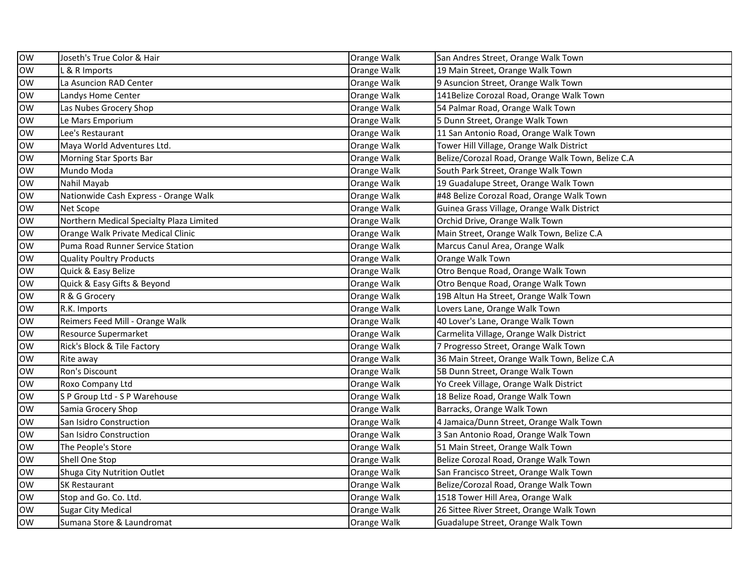| | | | |
|---|---|---|---|
| OW | Joseth's True Color & Hair | Orange Walk | San Andres Street, Orange Walk Town |
| OW | L & R Imports | Orange Walk | 19 Main Street, Orange Walk Town |
| OW | La Asuncion RAD Center | Orange Walk | 9 Asuncion Street, Orange Walk Town |
| OW | Landys Home Center | Orange Walk | 141Belize Corozal Road, Orange Walk Town |
| OW | Las Nubes Grocery Shop | Orange Walk | 54 Palmar Road, Orange Walk Town |
| OW | Le Mars Emporium | Orange Walk | 5 Dunn Street, Orange Walk Town |
| OW | Lee's Restaurant | Orange Walk | 11 San Antonio Road, Orange Walk Town |
| OW | Maya World Adventures Ltd. | Orange Walk | Tower Hill Village, Orange Walk District |
| OW | Morning Star Sports Bar | Orange Walk | Belize/Corozal Road, Orange Walk Town, Belize C.A |
| OW | Mundo Moda | Orange Walk | South Park Street, Orange Walk Town |
| OW | Nahil Mayab | Orange Walk | 19 Guadalupe Street, Orange Walk Town |
| OW | Nationwide Cash Express - Orange Walk | Orange Walk | #48 Belize Corozal Road, Orange Walk Town |
| OW | Net Scope | Orange Walk | Guinea Grass Village, Orange Walk District |
| OW | Northern Medical Specialty Plaza Limited | Orange Walk | Orchid Drive, Orange Walk Town |
| OW | Orange Walk Private Medical Clinic | Orange Walk | Main Street, Orange Walk Town, Belize C.A |
| OW | Puma Road Runner Service Station | Orange Walk | Marcus Canul Area, Orange Walk |
| OW | Quality Poultry Products | Orange Walk | Orange Walk Town |
| OW | Quick & Easy Belize | Orange Walk | Otro Benque Road, Orange Walk Town |
| OW | Quick & Easy Gifts & Beyond | Orange Walk | Otro Benque Road, Orange Walk Town |
| OW | R & G Grocery | Orange Walk | 19B Altun Ha Street, Orange Walk Town |
| OW | R.K. Imports | Orange Walk | Lovers Lane, Orange Walk Town |
| OW | Reimers Feed Mill - Orange Walk | Orange Walk | 40 Lover's Lane, Orange Walk Town |
| OW | Resource Supermarket | Orange Walk | Carmelita Village, Orange Walk District |
| OW | Rick's Block & Tile Factory | Orange Walk | 7 Progresso Street, Orange Walk Town |
| OW | Rite away | Orange Walk | 36 Main Street, Orange Walk Town, Belize C.A |
| OW | Ron's Discount | Orange Walk | 5B Dunn Street, Orange Walk Town |
| OW | Roxo Company Ltd | Orange Walk | Yo Creek Village, Orange Walk District |
| OW | S P Group Ltd - S P Warehouse | Orange Walk | 18 Belize Road, Orange Walk Town |
| OW | Samia Grocery Shop | Orange Walk | Barracks, Orange Walk Town |
| OW | San Isidro Construction | Orange Walk | 4 Jamaica/Dunn Street, Orange Walk Town |
| OW | San Isidro Construction | Orange Walk | 3 San Antonio Road, Orange Walk Town |
| OW | The People's Store | Orange Walk | 51 Main Street, Orange Walk Town |
| OW | Shell One Stop | Orange Walk | Belize Corozal Road, Orange Walk Town |
| OW | Shuga City Nutrition Outlet | Orange Walk | San Francisco Street, Orange Walk Town |
| OW | SK Restaurant | Orange Walk | Belize/Corozal Road, Orange Walk Town |
| OW | Stop and Go. Co. Ltd. | Orange Walk | 1518 Tower Hill Area, Orange Walk |
| OW | Sugar City Medical | Orange Walk | 26 Sittee River Street, Orange Walk Town |
| OW | Sumana Store & Laundromat | Orange Walk | Guadalupe Street, Orange Walk Town |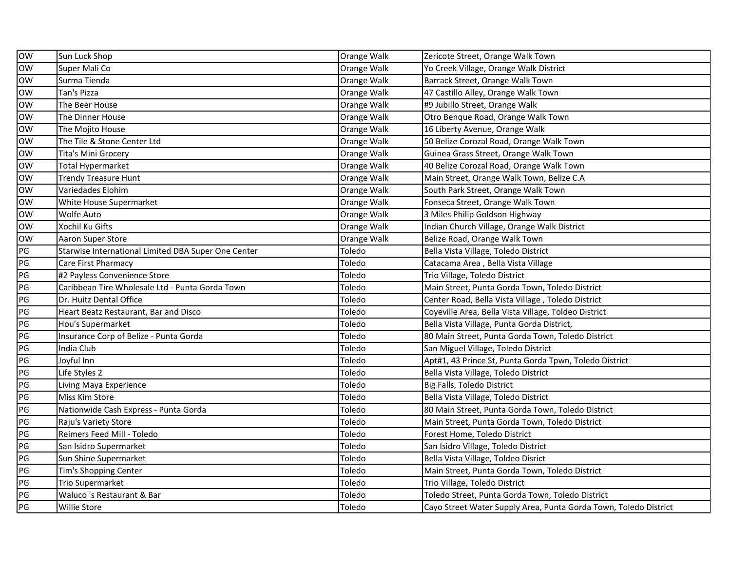| | | | |
|---|---|---|---|
| OW | Sun Luck Shop | Orange Walk | Zericote Street, Orange Walk Town |
| OW | Super Mali Co | Orange Walk | Yo Creek Village, Orange Walk District |
| OW | Surma Tienda | Orange Walk | Barrack Street, Orange Walk Town |
| OW | Tan's Pizza | Orange Walk | 47 Castillo Alley, Orange Walk Town |
| OW | The Beer House | Orange Walk | #9 Jubillo Street, Orange Walk |
| OW | The Dinner House | Orange Walk | Otro Benque Road, Orange Walk Town |
| OW | The Mojito House | Orange Walk | 16 Liberty Avenue, Orange Walk |
| OW | The Tile & Stone Center Ltd | Orange Walk | 50 Belize Corozal Road, Orange Walk Town |
| OW | Tita's Mini Grocery | Orange Walk | Guinea Grass Street, Orange Walk Town |
| OW | Total Hypermarket | Orange Walk | 40 Belize Corozal Road, Orange Walk Town |
| OW | Trendy Treasure Hunt | Orange Walk | Main Street, Orange Walk Town, Belize C.A |
| OW | Variedades Elohim | Orange Walk | South Park Street, Orange Walk Town |
| OW | White House Supermarket | Orange Walk | Fonseca Street, Orange Walk Town |
| OW | Wolfe Auto | Orange Walk | 3 Miles Philip Goldson Highway |
| OW | Xochil Ku Gifts | Orange Walk | Indian Church Village, Orange Walk District |
| OW | Aaron Super Store | Orange Walk | Belize Road, Orange Walk Town |
| PG | Starwise International Limited DBA Super One Center | Toledo | Bella Vista Village, Toledo District |
| PG | Care First Pharmacy | Toledo | Catacama Area , Bella Vista Village |
| PG | #2 Payless Convenience Store | Toledo | Trio Village, Toledo District |
| PG | Caribbean Tire Wholesale Ltd - Punta Gorda Town | Toledo | Main Street, Punta Gorda Town, Toledo District |
| PG | Dr. Huitz Dental Office | Toledo | Center Road, Bella Vista Village , Toledo District |
| PG | Heart Beatz Restaurant, Bar and Disco | Toledo | Coyeville Area, Bella Vista Village, Toldeo District |
| PG | Hou's Supermarket | Toledo | Bella Vista Village, Punta Gorda District, |
| PG | Insurance Corp of Belize - Punta Gorda | Toledo | 80 Main Street, Punta Gorda Town, Toledo District |
| PG | India Club | Toledo | San Miguel Village, Toledo District |
| PG | Joyful Inn | Toledo | Apt#1, 43 Prince St, Punta Gorda Tpwn, Toledo District |
| PG | Life Styles 2 | Toledo | Bella Vista Village, Toledo District |
| PG | Living Maya Experience | Toledo | Big Falls, Toledo District |
| PG | Miss Kim Store | Toledo | Bella Vista Village, Toledo District |
| PG | Nationwide Cash Express - Punta Gorda | Toledo | 80 Main Street, Punta Gorda Town, Toledo District |
| PG | Raju's Variety Store | Toledo | Main Street, Punta Gorda Town, Toledo District |
| PG | Reimers Feed Mill - Toledo | Toledo | Forest Home, Toledo District |
| PG | San Isidro Supermarket | Toledo | San Isidro Village, Toledo District |
| PG | Sun Shine Supermarket | Toledo | Bella Vista Village, Toldeo Disrict |
| PG | Tim's Shopping Center | Toledo | Main Street, Punta Gorda Town, Toledo District |
| PG | Trio Supermarket | Toledo | Trio Village, Toledo District |
| PG | Waluco 's Restaurant & Bar | Toledo | Toledo Street, Punta Gorda Town, Toledo District |
| PG | Willie Store | Toledo | Cayo Street Water Supply Area, Punta Gorda Town, Toledo District |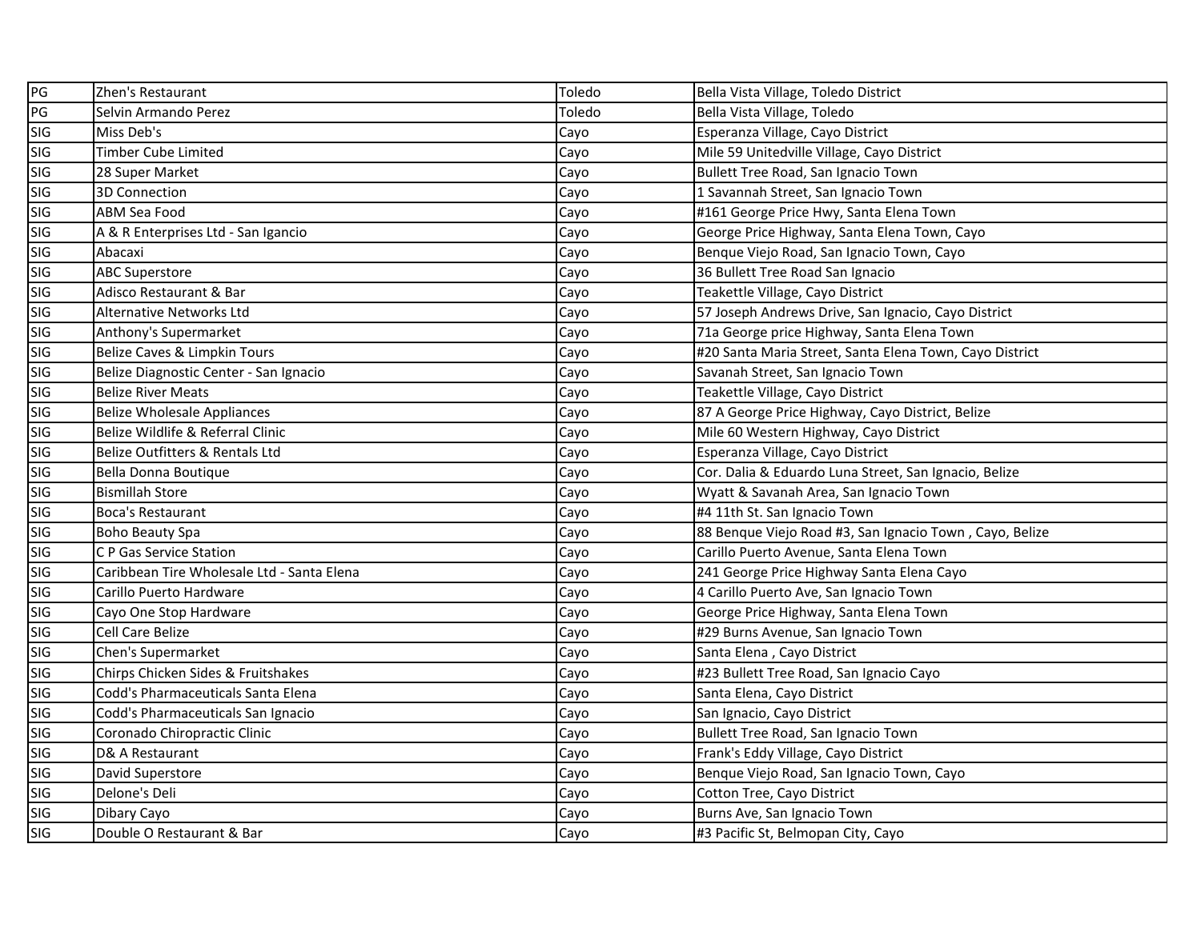| | | | |
|---|---|---|---|
| PG | Zhen's Restaurant | Toledo | Bella Vista Village, Toledo District |
| PG | Selvin Armando Perez | Toledo | Bella Vista Village, Toledo |
| SIG | Miss Deb's | Cayo | Esperanza Village, Cayo District |
| SIG | Timber Cube Limited | Cayo | Mile 59 Unitedville Village, Cayo District |
| SIG | 28 Super Market | Cayo | Bullett Tree Road, San Ignacio Town |
| SIG | 3D Connection | Cayo | 1 Savannah Street, San Ignacio Town |
| SIG | ABM Sea Food | Cayo | #161 George Price Hwy, Santa Elena Town |
| SIG | A & R Enterprises Ltd - San Igancio | Cayo | George Price Highway, Santa Elena Town, Cayo |
| SIG | Abacaxi | Cayo | Benque Viejo Road, San Ignacio Town, Cayo |
| SIG | ABC Superstore | Cayo | 36 Bullett Tree Road San Ignacio |
| SIG | Adisco Restaurant & Bar | Cayo | Teakettle Village, Cayo District |
| SIG | Alternative Networks Ltd | Cayo | 57 Joseph Andrews Drive, San Ignacio, Cayo District |
| SIG | Anthony's Supermarket | Cayo | 71a George price Highway, Santa Elena Town |
| SIG | Belize Caves & Limpkin Tours | Cayo | #20 Santa Maria Street, Santa Elena Town, Cayo District |
| SIG | Belize Diagnostic Center - San Ignacio | Cayo | Savanah Street, San Ignacio Town |
| SIG | Belize River Meats | Cayo | Teakettle Village, Cayo District |
| SIG | Belize Wholesale Appliances | Cayo | 87 A George Price Highway, Cayo District, Belize |
| SIG | Belize Wildlife & Referral Clinic | Cayo | Mile 60 Western Highway, Cayo District |
| SIG | Belize Outfitters & Rentals Ltd | Cayo | Esperanza Village, Cayo District |
| SIG | Bella Donna Boutique | Cayo | Cor. Dalia & Eduardo Luna Street, San Ignacio, Belize |
| SIG | Bismillah Store | Cayo | Wyatt & Savanah Area, San Ignacio Town |
| SIG | Boca's Restaurant | Cayo | #4 11th St. San Ignacio Town |
| SIG | Boho Beauty Spa | Cayo | 88 Benque Viejo Road #3, San Ignacio Town , Cayo, Belize |
| SIG | C P Gas Service Station | Cayo | Carillo Puerto Avenue, Santa Elena Town |
| SIG | Caribbean Tire Wholesale Ltd - Santa Elena | Cayo | 241 George Price Highway Santa Elena Cayo |
| SIG | Carillo Puerto Hardware | Cayo | 4 Carillo Puerto Ave, San Ignacio Town |
| SIG | Cayo One Stop Hardware | Cayo | George Price Highway, Santa Elena Town |
| SIG | Cell Care Belize | Cayo | #29 Burns Avenue, San Ignacio Town |
| SIG | Chen's Supermarket | Cayo | Santa Elena , Cayo District |
| SIG | Chirps Chicken Sides & Fruitshakes | Cayo | #23 Bullett Tree Road, San Ignacio Cayo |
| SIG | Codd's Pharmaceuticals Santa Elena | Cayo | Santa Elena, Cayo District |
| SIG | Codd's Pharmaceuticals San Ignacio | Cayo | San Ignacio, Cayo District |
| SIG | Coronado Chiropractic Clinic | Cayo | Bullett Tree Road, San Ignacio Town |
| SIG | D& A Restaurant | Cayo | Frank's Eddy Village, Cayo District |
| SIG | David Superstore | Cayo | Benque Viejo Road, San Ignacio Town, Cayo |
| SIG | Delone's Deli | Cayo | Cotton Tree, Cayo District |
| SIG | Dibary Cayo | Cayo | Burns Ave, San Ignacio Town |
| SIG | Double O Restaurant & Bar | Cayo | #3 Pacific St, Belmopan City, Cayo |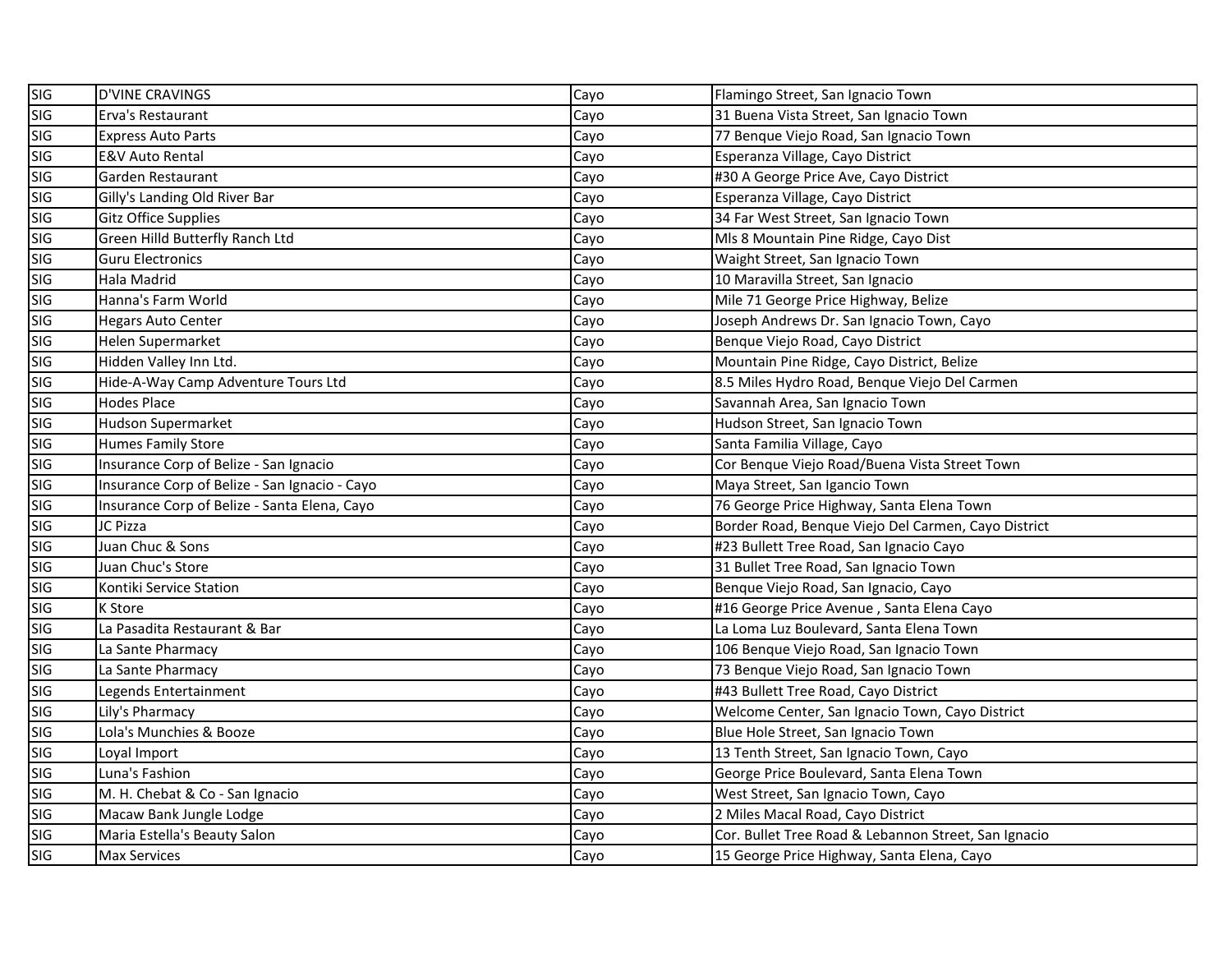| | | | |
|---|---|---|---|
| SIG | D'VINE CRAVINGS | Cayo | Flamingo Street, San Ignacio Town |
| SIG | Erva's Restaurant | Cayo | 31 Buena Vista Street, San Ignacio Town |
| SIG | Express Auto Parts | Cayo | 77 Benque Viejo Road, San Ignacio Town |
| SIG | E&V Auto Rental | Cayo | Esperanza Village, Cayo District |
| SIG | Garden Restaurant | Cayo | #30 A George Price Ave, Cayo District |
| SIG | Gilly's Landing Old River Bar | Cayo | Esperanza Village, Cayo District |
| SIG | Gitz Office Supplies | Cayo | 34 Far West Street, San Ignacio Town |
| SIG | Green Hilld Butterfly Ranch Ltd | Cayo | Mls 8 Mountain Pine Ridge, Cayo Dist |
| SIG | Guru Electronics | Cayo | Waight Street, San Ignacio Town |
| SIG | Hala Madrid | Cayo | 10 Maravilla Street, San Ignacio |
| SIG | Hanna's Farm World | Cayo | Mile 71 George Price Highway, Belize |
| SIG | Hegars Auto Center | Cayo | Joseph Andrews Dr. San Ignacio Town, Cayo |
| SIG | Helen Supermarket | Cayo | Benque Viejo Road, Cayo District |
| SIG | Hidden Valley Inn Ltd. | Cayo | Mountain Pine Ridge, Cayo District, Belize |
| SIG | Hide-A-Way Camp Adventure Tours Ltd | Cayo | 8.5 Miles Hydro Road, Benque Viejo Del Carmen |
| SIG | Hodes Place | Cayo | Savannah Area, San Ignacio Town |
| SIG | Hudson Supermarket | Cayo | Hudson Street, San Ignacio Town |
| SIG | Humes Family Store | Cayo | Santa Familia Village, Cayo |
| SIG | Insurance Corp of Belize - San Ignacio | Cayo | Cor Benque Viejo Road/Buena Vista Street Town |
| SIG | Insurance Corp of Belize - San Ignacio - Cayo | Cayo | Maya Street, San Igancio Town |
| SIG | Insurance Corp of Belize - Santa Elena, Cayo | Cayo | 76 George Price Highway, Santa Elena Town |
| SIG | JC Pizza | Cayo | Border Road, Benque Viejo Del Carmen, Cayo District |
| SIG | Juan Chuc & Sons | Cayo | #23 Bullett Tree Road, San Ignacio Cayo |
| SIG | Juan Chuc's Store | Cayo | 31 Bullet Tree Road, San Ignacio Town |
| SIG | Kontiki Service Station | Cayo | Benque Viejo Road, San Ignacio, Cayo |
| SIG | K Store | Cayo | #16 George Price Avenue , Santa Elena Cayo |
| SIG | La Pasadita Restaurant & Bar | Cayo | La Loma Luz Boulevard, Santa Elena Town |
| SIG | La Sante Pharmacy | Cayo | 106 Benque Viejo Road, San Ignacio Town |
| SIG | La Sante Pharmacy | Cayo | 73 Benque Viejo Road, San Ignacio Town |
| SIG | Legends Entertainment | Cayo | #43 Bullett Tree Road, Cayo District |
| SIG | Lily's Pharmacy | Cayo | Welcome Center, San Ignacio Town, Cayo District |
| SIG | Lola's Munchies & Booze | Cayo | Blue Hole Street, San Ignacio Town |
| SIG | Loyal Import | Cayo | 13 Tenth Street, San Ignacio Town, Cayo |
| SIG | Luna's Fashion | Cayo | George Price Boulevard, Santa Elena Town |
| SIG | M. H. Chebat & Co - San Ignacio | Cayo | West Street, San Ignacio Town, Cayo |
| SIG | Macaw Bank Jungle Lodge | Cayo | 2 Miles Macal Road, Cayo District |
| SIG | Maria Estella's Beauty Salon | Cayo | Cor. Bullet Tree Road & Lebannon Street, San Ignacio |
| SIG | Max Services | Cayo | 15 George Price Highway, Santa Elena, Cayo |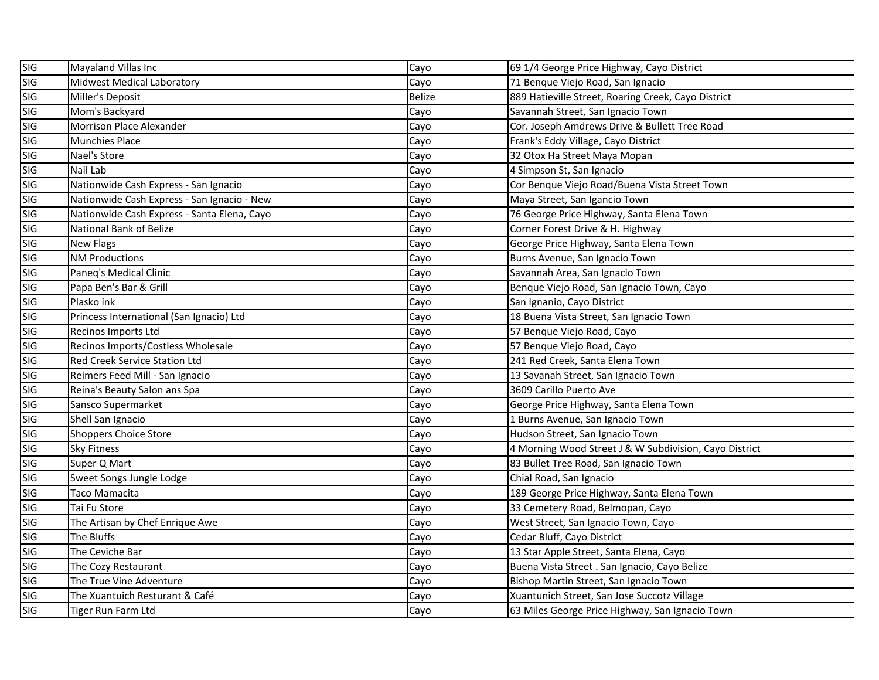| | | | |
|---|---|---|---|
| SIG | Mayaland Villas Inc | Cayo | 69 1/4 George Price Highway, Cayo District |
| SIG | Midwest Medical Laboratory | Cayo | 71 Benque Viejo Road, San Ignacio |
| SIG | Miller's Deposit | Belize | 889 Hatieville Street, Roaring Creek, Cayo District |
| SIG | Mom's Backyard | Cayo | Savannah Street, San Ignacio Town |
| SIG | Morrison Place Alexander | Cayo | Cor. Joseph Amdrews Drive & Bullett Tree Road |
| SIG | Munchies Place | Cayo | Frank's Eddy Village, Cayo District |
| SIG | Nael's Store | Cayo | 32 Otox Ha Street Maya Mopan |
| SIG | Nail Lab | Cayo | 4 Simpson St, San Ignacio |
| SIG | Nationwide Cash Express - San Ignacio | Cayo | Cor Benque Viejo Road/Buena Vista Street Town |
| SIG | Nationwide Cash Express - San Ignacio - New | Cayo | Maya Street, San Igancio Town |
| SIG | Nationwide Cash Express - Santa Elena, Cayo | Cayo | 76 George Price Highway, Santa Elena Town |
| SIG | National Bank of Belize | Cayo | Corner Forest Drive & H. Highway |
| SIG | New Flags | Cayo | George Price Highway, Santa Elena Town |
| SIG | NM Productions | Cayo | Burns Avenue, San Ignacio Town |
| SIG | Paneq's Medical Clinic | Cayo | Savannah Area, San Ignacio Town |
| SIG | Papa Ben's Bar & Grill | Cayo | Benque Viejo Road, San Ignacio Town, Cayo |
| SIG | Plasko ink | Cayo | San Ignanio, Cayo District |
| SIG | Princess International (San Ignacio) Ltd | Cayo | 18 Buena Vista Street, San Ignacio Town |
| SIG | Recinos Imports Ltd | Cayo | 57 Benque Viejo Road, Cayo |
| SIG | Recinos Imports/Costless Wholesale | Cayo | 57 Benque Viejo Road, Cayo |
| SIG | Red Creek Service Station Ltd | Cayo | 241 Red Creek, Santa Elena Town |
| SIG | Reimers Feed Mill - San Ignacio | Cayo | 13 Savanah Street, San Ignacio Town |
| SIG | Reina's Beauty Salon ans Spa | Cayo | 3609 Carillo Puerto Ave |
| SIG | Sansco Supermarket | Cayo | George Price Highway, Santa Elena Town |
| SIG | Shell San Ignacio | Cayo | 1 Burns Avenue, San Ignacio Town |
| SIG | Shoppers Choice Store | Cayo | Hudson Street, San Ignacio Town |
| SIG | Sky Fitness | Cayo | 4 Morning Wood Street J & W Subdivision, Cayo District |
| SIG | Super Q Mart | Cayo | 83 Bullet Tree Road, San Ignacio Town |
| SIG | Sweet Songs Jungle Lodge | Cayo | Chial Road, San Ignacio |
| SIG | Taco Mamacita | Cayo | 189 George Price Highway, Santa Elena Town |
| SIG | Tai Fu Store | Cayo | 33 Cemetery Road, Belmopan, Cayo |
| SIG | The Artisan by Chef Enrique Awe | Cayo | West Street, San Ignacio Town, Cayo |
| SIG | The Bluffs | Cayo | Cedar Bluff, Cayo District |
| SIG | The Ceviche Bar | Cayo | 13 Star Apple Street, Santa Elena, Cayo |
| SIG | The Cozy Restaurant | Cayo | Buena Vista Street . San Ignacio, Cayo Belize |
| SIG | The True Vine Adventure | Cayo | Bishop Martin Street, San Ignacio Town |
| SIG | The Xuantuich Resturant & Café | Cayo | Xuantunich Street, San Jose Succotz Village |
| SIG | Tiger Run Farm Ltd | Cayo | 63 Miles George Price Highway, San Ignacio Town |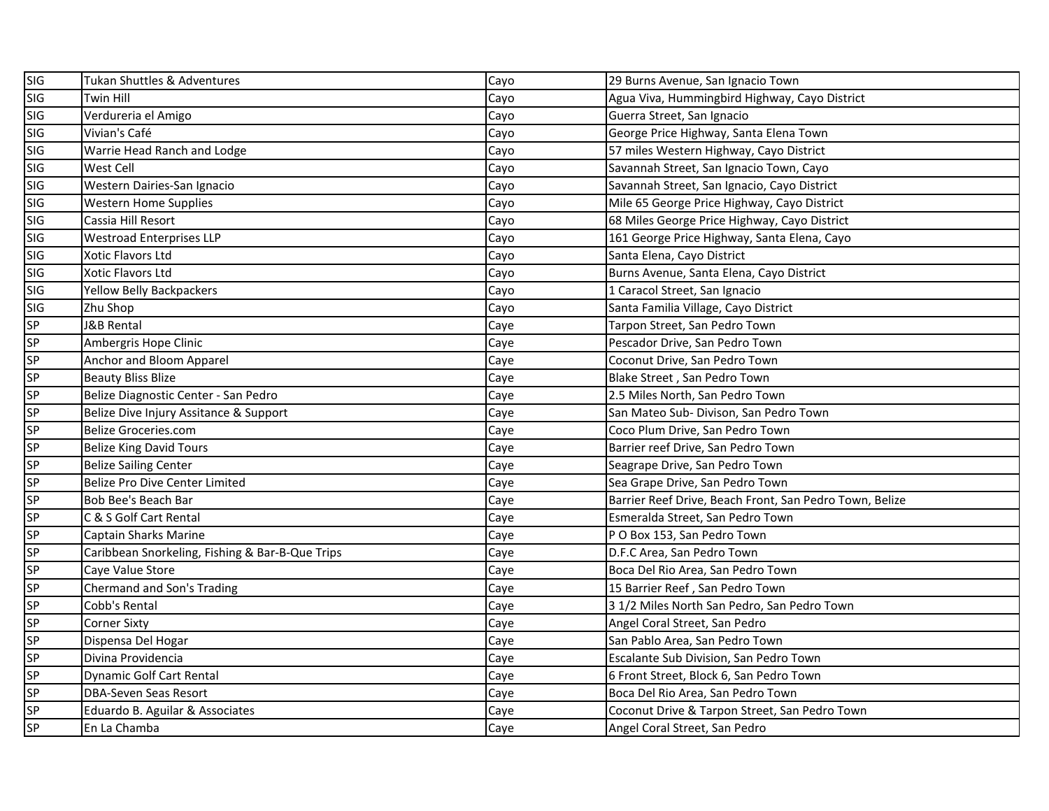| | | | |
|---|---|---|---|
| SIG | Tukan Shuttles & Adventures | Cayo | 29 Burns Avenue, San Ignacio Town |
| SIG | Twin Hill | Cayo | Agua Viva, Hummingbird Highway, Cayo District |
| SIG | Verdureria el Amigo | Cayo | Guerra Street, San Ignacio |
| SIG | Vivian's Café | Cayo | George Price Highway, Santa Elena Town |
| SIG | Warrie Head Ranch and Lodge | Cayo | 57 miles Western Highway, Cayo District |
| SIG | West Cell | Cayo | Savannah Street, San Ignacio Town, Cayo |
| SIG | Western Dairies-San Ignacio | Cayo | Savannah Street, San Ignacio, Cayo District |
| SIG | Western Home Supplies | Cayo | Mile 65 George Price Highway, Cayo District |
| SIG | Cassia Hill Resort | Cayo | 68 Miles George Price Highway, Cayo District |
| SIG | Westroad Enterprises LLP | Cayo | 161 George Price Highway, Santa Elena, Cayo |
| SIG | Xotic Flavors Ltd | Cayo | Santa Elena, Cayo District |
| SIG | Xotic Flavors Ltd | Cayo | Burns Avenue, Santa Elena, Cayo District |
| SIG | Yellow Belly Backpackers | Cayo | 1 Caracol Street, San Ignacio |
| SIG | Zhu Shop | Cayo | Santa Familia Village, Cayo District |
| SP | J&B Rental | Caye | Tarpon Street, San Pedro Town |
| SP | Ambergris Hope Clinic | Caye | Pescador Drive, San Pedro Town |
| SP | Anchor and Bloom Apparel | Caye | Coconut Drive, San Pedro Town |
| SP | Beauty Bliss Blize | Caye | Blake Street , San Pedro Town |
| SP | Belize Diagnostic Center - San Pedro | Caye | 2.5 Miles North, San Pedro Town |
| SP | Belize Dive Injury Assitance & Support | Caye | San Mateo Sub- Divison, San Pedro Town |
| SP | Belize Groceries.com | Caye | Coco Plum Drive, San Pedro Town |
| SP | Belize King David Tours | Caye | Barrier reef Drive, San Pedro Town |
| SP | Belize Sailing Center | Caye | Seagrape Drive, San Pedro Town |
| SP | Belize Pro Dive Center Limited | Caye | Sea Grape Drive, San Pedro Town |
| SP | Bob Bee's Beach Bar | Caye | Barrier Reef Drive, Beach Front, San Pedro Town, Belize |
| SP | C & S Golf Cart Rental | Caye | Esmeralda Street, San Pedro Town |
| SP | Captain Sharks Marine | Caye | P O Box 153, San Pedro Town |
| SP | Caribbean Snorkeling, Fishing & Bar-B-Que Trips | Caye | D.F.C Area, San Pedro Town |
| SP | Caye Value Store | Caye | Boca Del Rio Area, San Pedro Town |
| SP | Chermand and Son's Trading | Caye | 15 Barrier Reef , San Pedro Town |
| SP | Cobb's Rental | Caye | 3 1/2 Miles North San Pedro, San Pedro Town |
| SP | Corner Sixty | Caye | Angel Coral Street, San Pedro |
| SP | Dispensa Del Hogar | Caye | San Pablo Area, San Pedro Town |
| SP | Divina Providencia | Caye | Escalante Sub Division, San Pedro Town |
| SP | Dynamic Golf Cart Rental | Caye | 6 Front Street, Block 6, San Pedro Town |
| SP | DBA-Seven Seas Resort | Caye | Boca Del Rio Area, San Pedro Town |
| SP | Eduardo B. Aguilar & Associates | Caye | Coconut Drive & Tarpon Street, San Pedro Town |
| SP | En La Chamba | Caye | Angel Coral Street, San Pedro |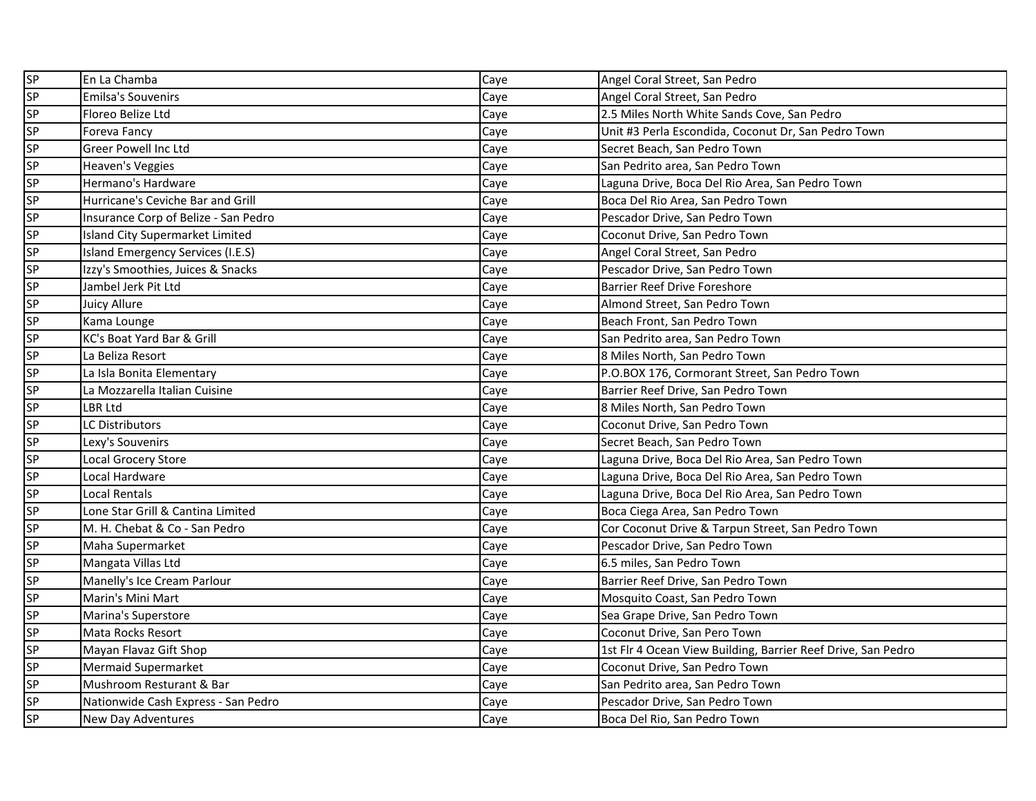| SP | En La Chamba | Caye | Angel Coral Street, San Pedro |
|---|---|---|---|
| SP | Emilsa's Souvenirs | Caye | Angel Coral Street, San Pedro |
| SP | Floreo Belize Ltd | Caye | 2.5 Miles North White Sands Cove, San Pedro |
| SP | Foreva Fancy | Caye | Unit #3 Perla Escondida, Coconut Dr, San Pedro Town |
| SP | Greer Powell Inc Ltd | Caye | Secret Beach, San Pedro Town |
| SP | Heaven's Veggies | Caye | San Pedrito area, San Pedro Town |
| SP | Hermano's Hardware | Caye | Laguna Drive, Boca Del Rio Area, San Pedro Town |
| SP | Hurricane's Ceviche Bar and Grill | Caye | Boca Del Rio Area, San Pedro Town |
| SP | Insurance Corp of Belize - San Pedro | Caye | Pescador Drive, San Pedro Town |
| SP | Island City Supermarket Limited | Caye | Coconut Drive, San Pedro Town |
| SP | Island Emergency Services (I.E.S) | Caye | Angel Coral Street, San Pedro |
| SP | Izzy's Smoothies, Juices & Snacks | Caye | Pescador Drive, San Pedro Town |
| SP | Jambel Jerk Pit Ltd | Caye | Barrier Reef Drive Foreshore |
| SP | Juicy Allure | Caye | Almond Street, San Pedro Town |
| SP | Kama Lounge | Caye | Beach Front, San Pedro Town |
| SP | KC's Boat Yard Bar & Grill | Caye | San Pedrito area, San Pedro Town |
| SP | La Beliza Resort | Caye | 8 Miles North, San Pedro Town |
| SP | La Isla Bonita Elementary | Caye | P.O.BOX 176, Cormorant Street, San Pedro Town |
| SP | La Mozzarella Italian Cuisine | Caye | Barrier Reef Drive, San Pedro Town |
| SP | LBR Ltd | Caye | 8 Miles North, San Pedro Town |
| SP | LC Distributors | Caye | Coconut Drive, San Pedro Town |
| SP | Lexy's Souvenirs | Caye | Secret Beach, San Pedro Town |
| SP | Local Grocery Store | Caye | Laguna Drive, Boca Del Rio Area, San Pedro Town |
| SP | Local Hardware | Caye | Laguna Drive, Boca Del Rio Area, San Pedro Town |
| SP | Local Rentals | Caye | Laguna Drive, Boca Del Rio Area, San Pedro Town |
| SP | Lone Star Grill & Cantina Limited | Caye | Boca Ciega Area, San Pedro Town |
| SP | M. H. Chebat & Co - San Pedro | Caye | Cor Coconut Drive & Tarpun Street, San Pedro Town |
| SP | Maha Supermarket | Caye | Pescador Drive, San Pedro Town |
| SP | Mangata Villas Ltd | Caye | 6.5 miles, San Pedro Town |
| SP | Manelly's Ice Cream Parlour | Caye | Barrier Reef Drive, San Pedro Town |
| SP | Marin's Mini Mart | Caye | Mosquito Coast, San Pedro Town |
| SP | Marina's Superstore | Caye | Sea Grape Drive, San Pedro Town |
| SP | Mata Rocks Resort | Caye | Coconut Drive, San Pero Town |
| SP | Mayan Flavaz Gift Shop | Caye | 1st Flr 4 Ocean View Building, Barrier Reef Drive, San Pedro |
| SP | Mermaid Supermarket | Caye | Coconut Drive, San Pedro Town |
| SP | Mushroom Resturant & Bar | Caye | San Pedrito area, San Pedro Town |
| SP | Nationwide Cash Express - San Pedro | Caye | Pescador Drive, San Pedro Town |
| SP | New Day Adventures | Caye | Boca Del Rio, San Pedro Town |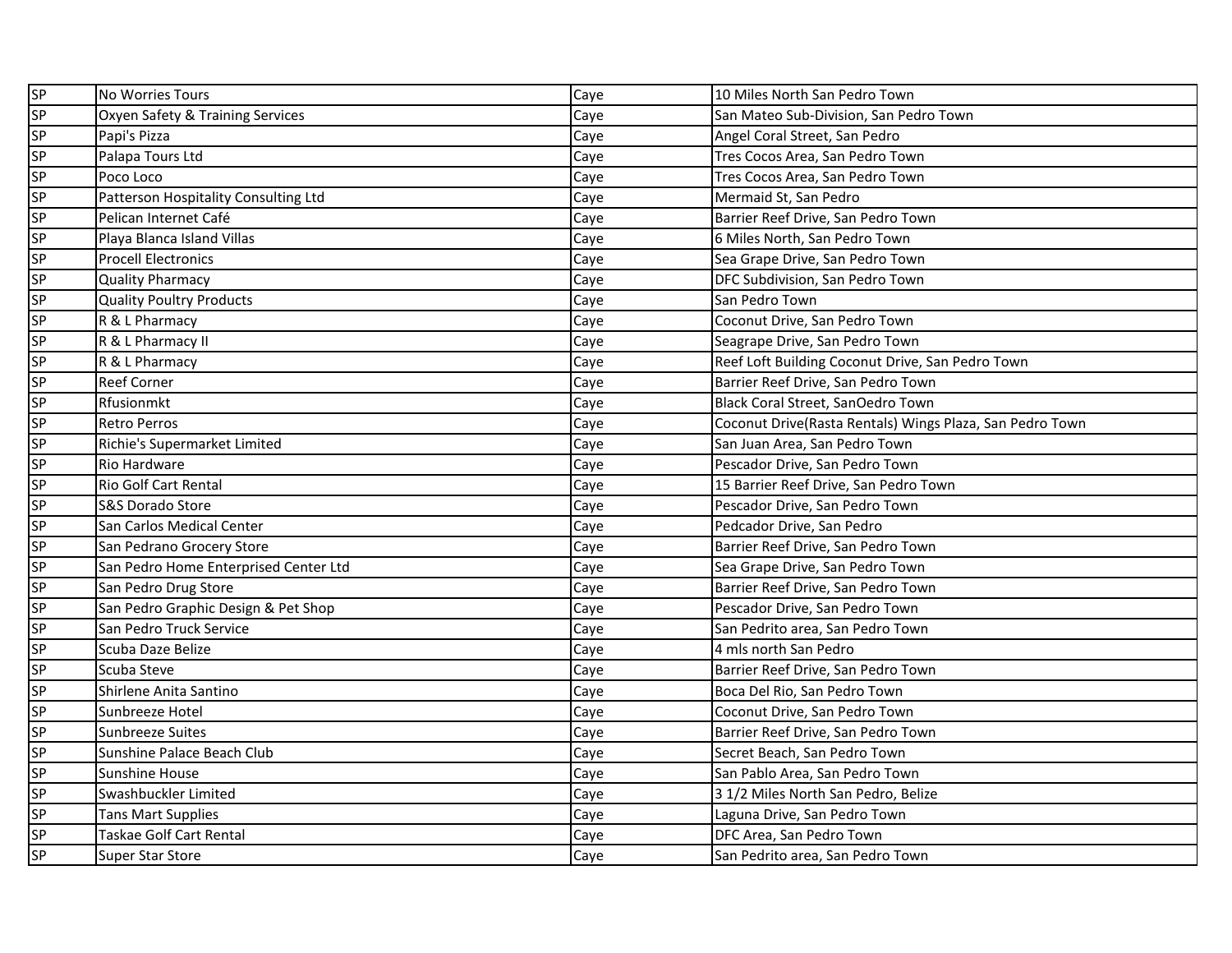| | | | |
|---|---|---|---|
| SP | No Worries Tours | Caye | 10 Miles North San Pedro Town |
| SP | Oxyen Safety & Training Services | Caye | San Mateo Sub-Division, San Pedro Town |
| SP | Papi's Pizza | Caye | Angel Coral Street, San Pedro |
| SP | Palapa Tours Ltd | Caye | Tres Cocos Area, San Pedro Town |
| SP | Poco Loco | Caye | Tres Cocos Area, San Pedro Town |
| SP | Patterson Hospitality Consulting Ltd | Caye | Mermaid St, San Pedro |
| SP | Pelican Internet Café | Caye | Barrier Reef Drive, San Pedro Town |
| SP | Playa Blanca Island Villas | Caye | 6 Miles North, San Pedro Town |
| SP | Procell Electronics | Caye | Sea Grape Drive, San Pedro Town |
| SP | Quality Pharmacy | Caye | DFC Subdivision, San Pedro Town |
| SP | Quality Poultry Products | Caye | San Pedro Town |
| SP | R & L Pharmacy | Caye | Coconut Drive, San Pedro Town |
| SP | R & L Pharmacy II | Caye | Seagrape Drive, San Pedro Town |
| SP | R & L Pharmacy | Caye | Reef Loft Building Coconut Drive, San Pedro Town |
| SP | Reef Corner | Caye | Barrier Reef Drive, San Pedro Town |
| SP | Rfusionmkt | Caye | Black Coral Street, SanOedro Town |
| SP | Retro Perros | Caye | Coconut Drive(Rasta Rentals) Wings Plaza, San Pedro Town |
| SP | Richie's Supermarket Limited | Caye | San Juan Area, San Pedro Town |
| SP | Rio Hardware | Caye | Pescador Drive, San Pedro Town |
| SP | Rio Golf Cart Rental | Caye | 15 Barrier Reef Drive, San Pedro Town |
| SP | S&S Dorado Store | Caye | Pescador Drive, San Pedro Town |
| SP | San Carlos Medical Center | Caye | Pedcador Drive, San Pedro |
| SP | San Pedrano Grocery Store | Caye | Barrier Reef Drive, San Pedro Town |
| SP | San Pedro Home Enterprised Center Ltd | Caye | Sea Grape Drive, San Pedro Town |
| SP | San Pedro Drug Store | Caye | Barrier Reef Drive, San Pedro Town |
| SP | San Pedro Graphic Design & Pet Shop | Caye | Pescador Drive, San Pedro Town |
| SP | San Pedro Truck Service | Caye | San Pedrito area, San Pedro Town |
| SP | Scuba Daze Belize | Caye | 4 mls north San Pedro |
| SP | Scuba Steve | Caye | Barrier Reef Drive, San Pedro Town |
| SP | Shirlene Anita Santino | Caye | Boca Del Rio, San Pedro Town |
| SP | Sunbreeze Hotel | Caye | Coconut Drive, San Pedro Town |
| SP | Sunbreeze Suites | Caye | Barrier Reef Drive, San Pedro Town |
| SP | Sunshine Palace Beach Club | Caye | Secret Beach, San Pedro Town |
| SP | Sunshine House | Caye | San Pablo Area, San Pedro Town |
| SP | Swashbuckler Limited | Caye | 3 1/2 Miles North San Pedro, Belize |
| SP | Tans Mart Supplies | Caye | Laguna Drive, San Pedro Town |
| SP | Taskae Golf Cart Rental | Caye | DFC Area, San Pedro Town |
| SP | Super Star Store | Caye | San Pedrito area, San Pedro Town |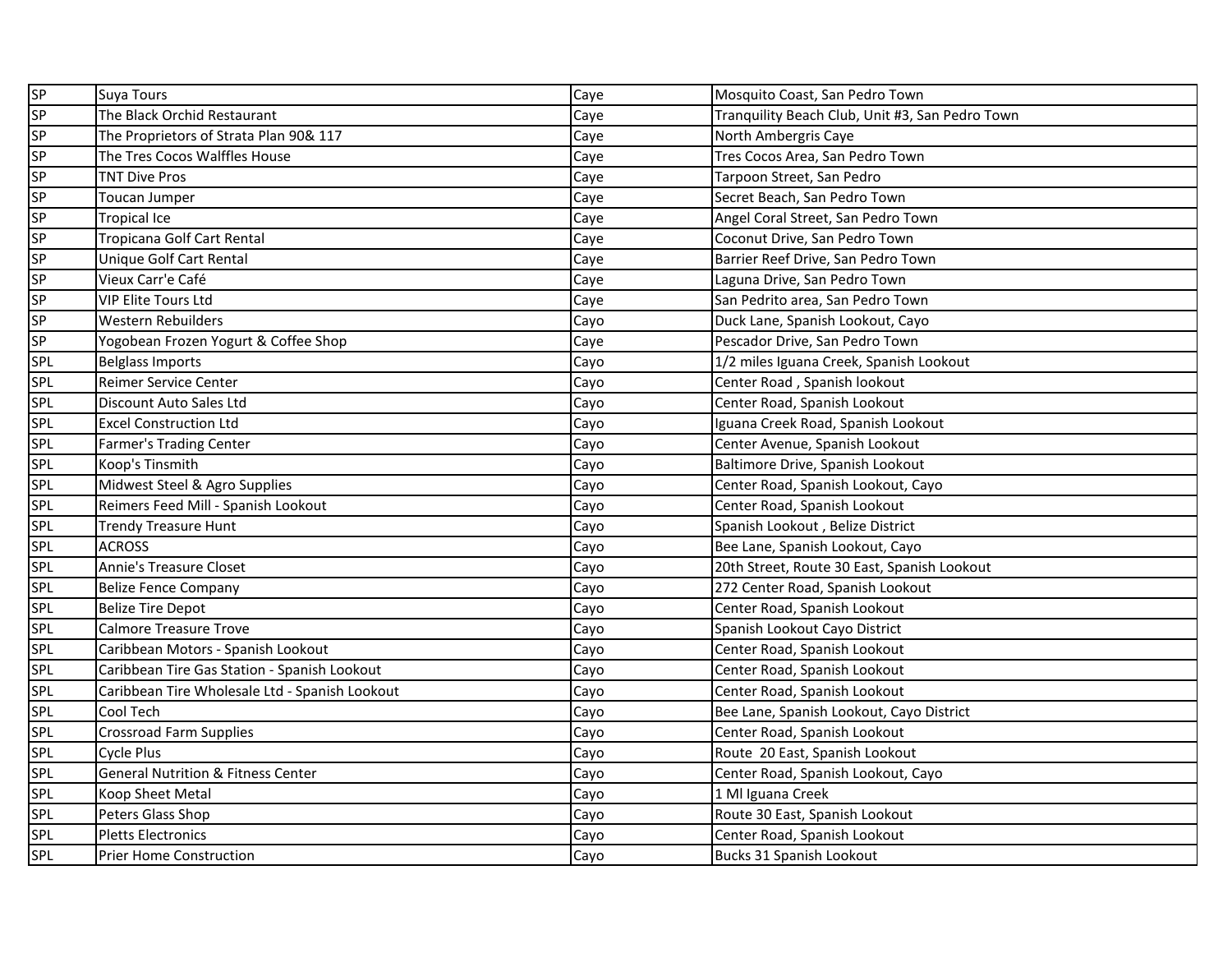| SP | Suya Tours | Caye | Mosquito Coast, San Pedro Town |
|---|---|---|---|
| SP | The Black Orchid Restaurant | Caye | Tranquility Beach Club, Unit #3, San Pedro Town |
| SP | The Proprietors of Strata Plan 90& 117 | Caye | North Ambergris Caye |
| SP | The Tres Cocos Walffles House | Caye | Tres Cocos Area, San Pedro Town |
| SP | TNT Dive Pros | Caye | Tarpoon Street, San Pedro |
| SP | Toucan Jumper | Caye | Secret Beach, San Pedro Town |
| SP | Tropical Ice | Caye | Angel Coral Street, San Pedro Town |
| SP | Tropicana Golf Cart Rental | Caye | Coconut Drive, San Pedro Town |
| SP | Unique Golf Cart Rental | Caye | Barrier Reef Drive, San Pedro Town |
| SP | Vieux Carr'e Café | Caye | Laguna Drive, San Pedro Town |
| SP | VIP Elite Tours Ltd | Caye | San Pedrito area, San Pedro Town |
| SP | Western Rebuilders | Cayo | Duck Lane, Spanish Lookout, Cayo |
| SP | Yogobean Frozen Yogurt & Coffee Shop | Caye | Pescador Drive, San Pedro Town |
| SPL | Belglass Imports | Cayo | 1/2 miles Iguana Creek, Spanish Lookout |
| SPL | Reimer Service Center | Cayo | Center Road , Spanish lookout |
| SPL | Discount Auto Sales Ltd | Cayo | Center Road, Spanish Lookout |
| SPL | Excel Construction Ltd | Cayo | Iguana Creek Road, Spanish Lookout |
| SPL | Farmer's Trading Center | Cayo | Center Avenue, Spanish Lookout |
| SPL | Koop's Tinsmith | Cayo | Baltimore Drive, Spanish Lookout |
| SPL | Midwest Steel & Agro Supplies | Cayo | Center Road, Spanish Lookout, Cayo |
| SPL | Reimers Feed Mill - Spanish Lookout | Cayo | Center Road, Spanish Lookout |
| SPL | Trendy Treasure Hunt | Cayo | Spanish Lookout , Belize District |
| SPL | ACROSS | Cayo | Bee Lane, Spanish Lookout, Cayo |
| SPL | Annie's Treasure Closet | Cayo | 20th Street, Route 30 East, Spanish Lookout |
| SPL | Belize Fence Company | Cayo | 272 Center Road, Spanish Lookout |
| SPL | Belize Tire Depot | Cayo | Center Road, Spanish Lookout |
| SPL | Calmore Treasure Trove | Cayo | Spanish Lookout Cayo District |
| SPL | Caribbean Motors - Spanish Lookout | Cayo | Center Road, Spanish Lookout |
| SPL | Caribbean Tire Gas Station - Spanish Lookout | Cayo | Center Road, Spanish Lookout |
| SPL | Caribbean Tire Wholesale Ltd - Spanish Lookout | Cayo | Center Road, Spanish Lookout |
| SPL | Cool Tech | Cayo | Bee Lane, Spanish Lookout, Cayo District |
| SPL | Crossroad Farm Supplies | Cayo | Center Road, Spanish Lookout |
| SPL | Cycle Plus | Cayo | Route 20 East, Spanish Lookout |
| SPL | General Nutrition & Fitness Center | Cayo | Center Road, Spanish Lookout, Cayo |
| SPL | Koop Sheet Metal | Cayo | 1 Ml Iguana Creek |
| SPL | Peters Glass Shop | Cayo | Route 30 East, Spanish Lookout |
| SPL | Pletts Electronics | Cayo | Center Road, Spanish Lookout |
| SPL | Prier Home Construction | Cayo | Bucks 31 Spanish Lookout |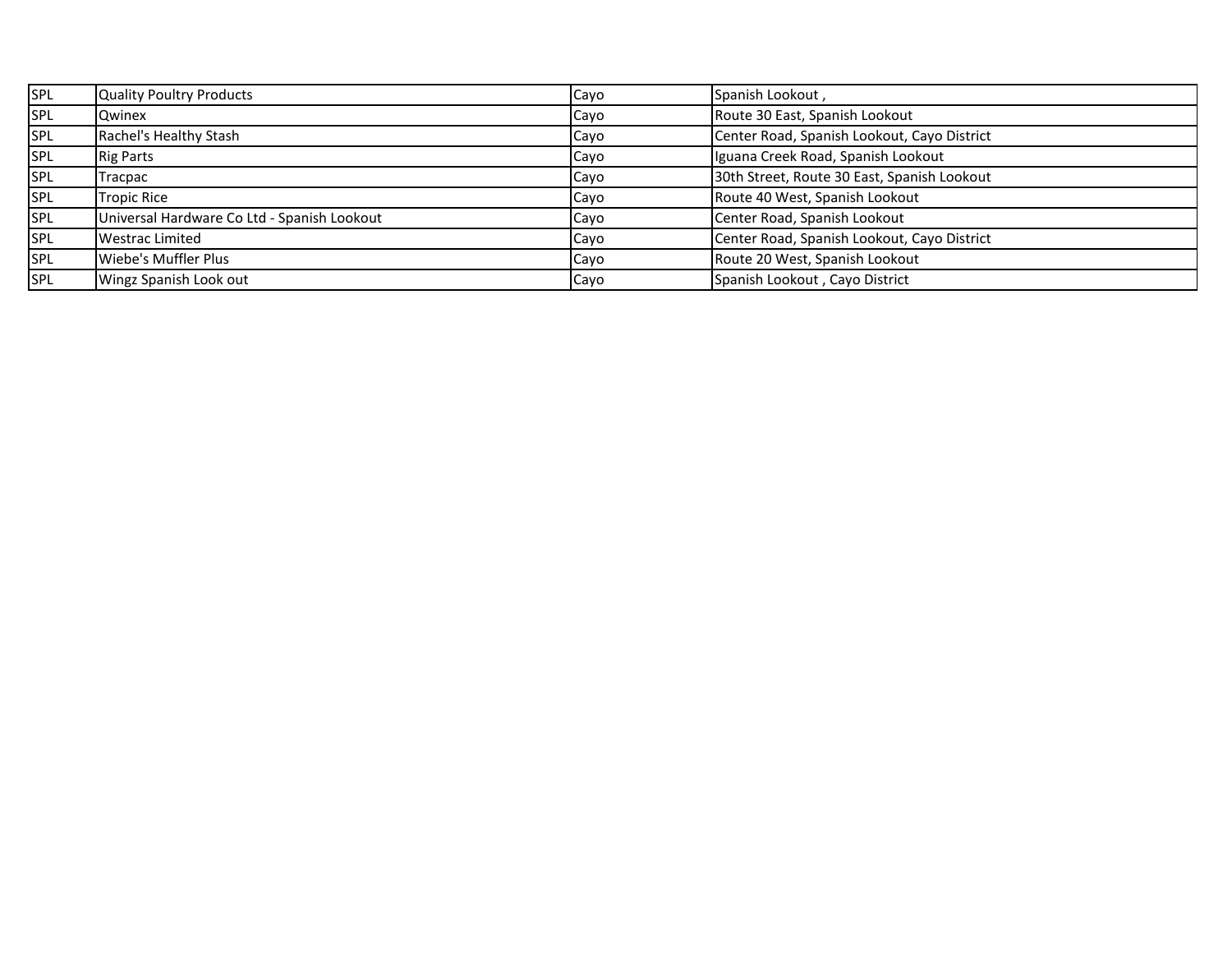| | | | |
|---|---|---|---|
| SPL | Quality Poultry Products | Cayo | Spanish Lookout , |
| SPL | Qwinex | Cayo | Route 30 East, Spanish Lookout |
| SPL | Rachel's Healthy Stash | Cayo | Center Road, Spanish Lookout, Cayo District |
| SPL | Rig Parts | Cayo | Iguana Creek Road, Spanish Lookout |
| SPL | Tracpac | Cayo | 30th Street, Route 30 East, Spanish Lookout |
| SPL | Tropic Rice | Cayo | Route 40 West, Spanish Lookout |
| SPL | Universal Hardware Co Ltd - Spanish Lookout | Cayo | Center Road, Spanish Lookout |
| SPL | Westrac Limited | Cayo | Center Road, Spanish Lookout, Cayo District |
| SPL | Wiebe's Muffler Plus | Cayo | Route 20 West, Spanish Lookout |
| SPL | Wingz Spanish Look out | Cayo | Spanish Lookout , Cayo District |